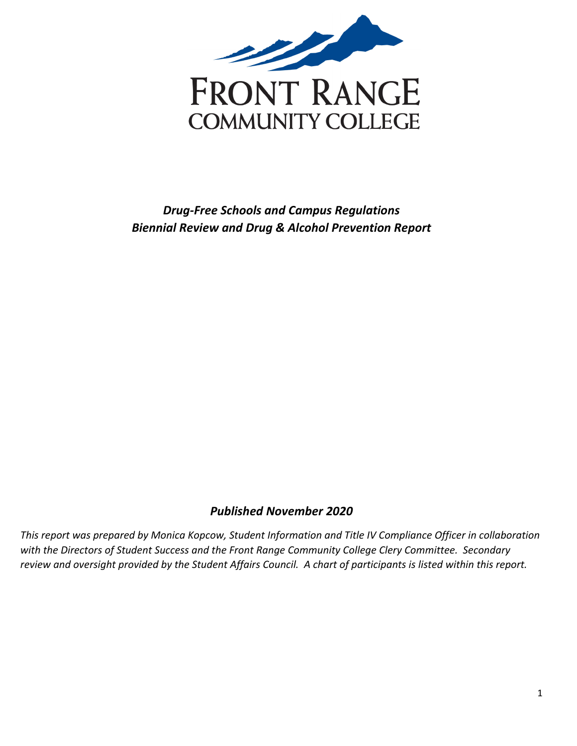# FRONT RANGE COMMUNITY COLLEGE

***Drug-Free Schools and Campus Regulations***
***Biennial Review and Drug & Alcohol Prevention Report***

***Published November 2020***

*This report was prepared by Monica Kopcow, Student Information and Title IV Compliance Officer in collaboration with the Directors of Student Success and the Front Range Community College Clery Committee. Secondary review and oversight provided by the Student Affairs Council. A chart of participants is listed within this report.*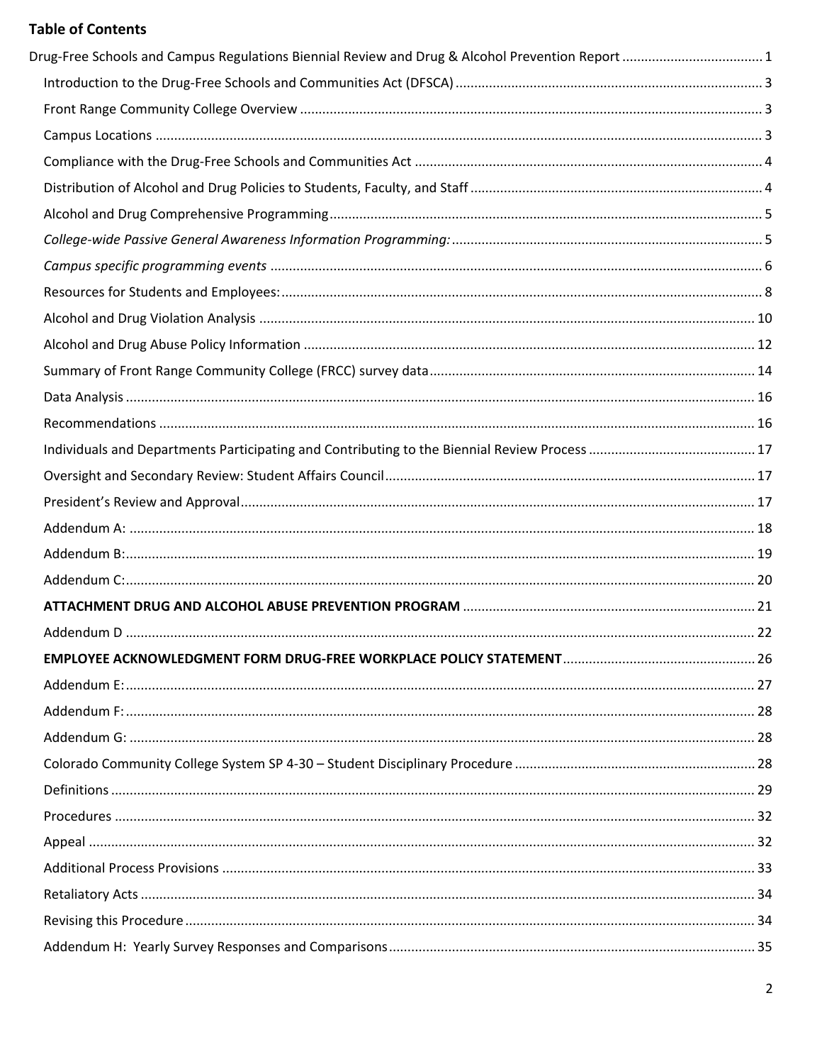## Table of Contents

Drug-Free Schools and Campus Regulations Biennial Review and Drug & Alcohol Prevention Report ..... 1

- Introduction to the Drug-Free Schools and Communities Act (DFSCA) ..... 3
- Front Range Community College Overview ..... 3
- Campus Locations ..... 3
- Compliance with the Drug-Free Schools and Communities Act ..... 4
- Distribution of Alcohol and Drug Policies to Students, Faculty, and Staff ..... 4
- Alcohol and Drug Comprehensive Programming ..... 5
- *College-wide Passive General Awareness Information Programming:* ..... 5
- *Campus specific programming events* ..... 6
- Resources for Students and Employees: ..... 8
- Alcohol and Drug Violation Analysis ..... 10
- Alcohol and Drug Abuse Policy Information ..... 12
- Summary of Front Range Community College (FRCC) survey data ..... 14
- Data Analysis ..... 16
- Recommendations ..... 16
- Individuals and Departments Participating and Contributing to the Biennial Review Process ..... 17
- Oversight and Secondary Review: Student Affairs Council ..... 17
- President's Review and Approval ..... 17
- Addendum A: ..... 18
- Addendum B: ..... 19
- Addendum C: ..... 20
- **ATTACHMENT DRUG AND ALCOHOL ABUSE PREVENTION PROGRAM** ..... 21
- Addendum D ..... 22
- **EMPLOYEE ACKNOWLEDGMENT FORM DRUG-FREE WORKPLACE POLICY STATEMENT** ..... 26
- Addendum E: ..... 27
- Addendum F: ..... 28
- Addendum G: ..... 28
- Colorado Community College System SP 4-30 – Student Disciplinary Procedure ..... 28
- Definitions ..... 29
- Procedures ..... 32
- Appeal ..... 32
- Additional Process Provisions ..... 33
- Retaliatory Acts ..... 34
- Revising this Procedure ..... 34
- Addendum H: Yearly Survey Responses and Comparisons ..... 35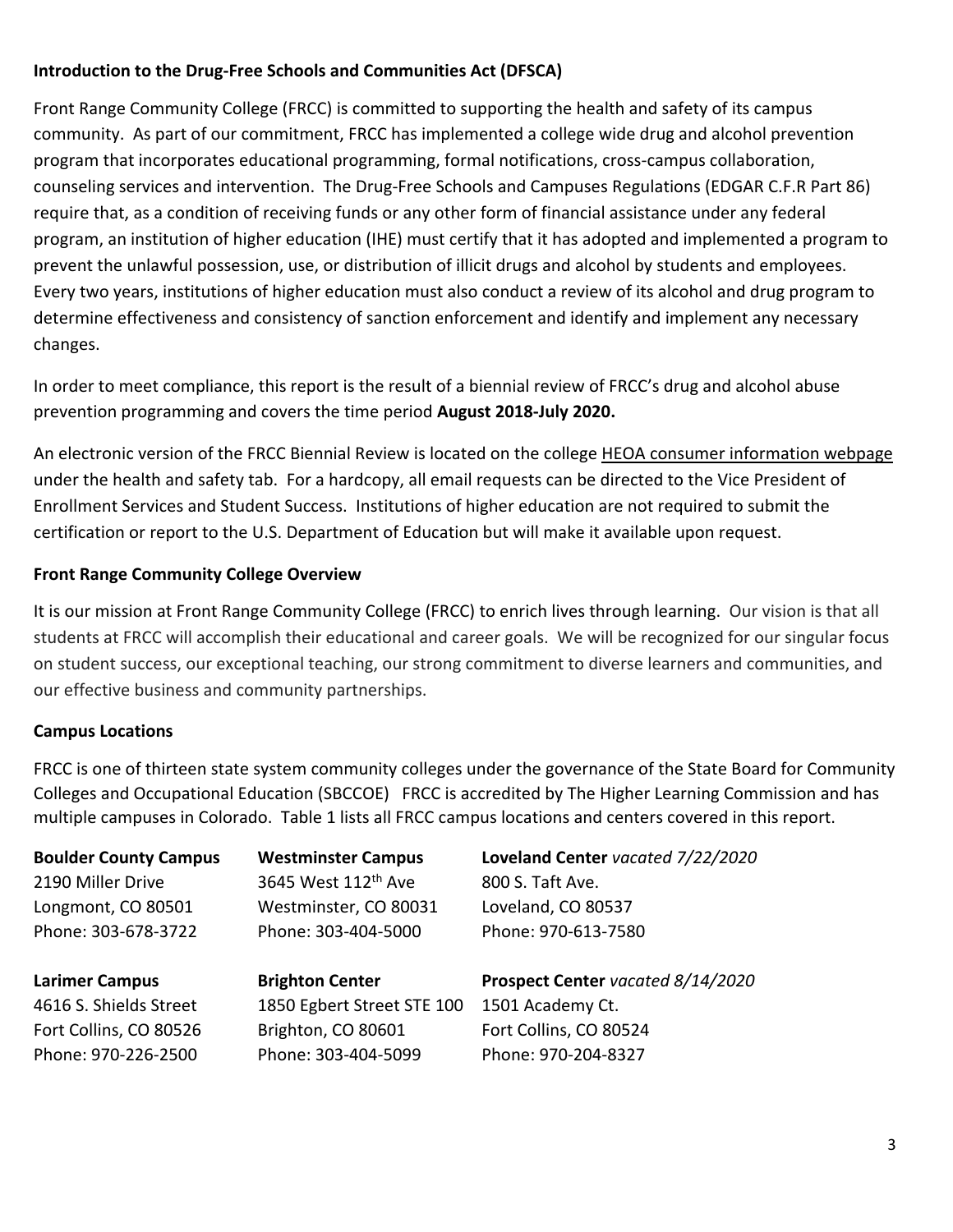**Introduction to the Drug-Free Schools and Communities Act (DFSCA)**

Front Range Community College (FRCC) is committed to supporting the health and safety of its campus community. As part of our commitment, FRCC has implemented a college wide drug and alcohol prevention program that incorporates educational programming, formal notifications, cross-campus collaboration, counseling services and intervention. The Drug-Free Schools and Campuses Regulations (EDGAR C.F.R Part 86) require that, as a condition of receiving funds or any other form of financial assistance under any federal program, an institution of higher education (IHE) must certify that it has adopted and implemented a program to prevent the unlawful possession, use, or distribution of illicit drugs and alcohol by students and employees. Every two years, institutions of higher education must also conduct a review of its alcohol and drug program to determine effectiveness and consistency of sanction enforcement and identify and implement any necessary changes.

In order to meet compliance, this report is the result of a biennial review of FRCC's drug and alcohol abuse prevention programming and covers the time period **August 2018-July 2020.**

An electronic version of the FRCC Biennial Review is located on the college HEOA consumer information webpage under the health and safety tab. For a hardcopy, all email requests can be directed to the Vice President of Enrollment Services and Student Success. Institutions of higher education are not required to submit the certification or report to the U.S. Department of Education but will make it available upon request.

**Front Range Community College Overview**

It is our mission at Front Range Community College (FRCC) to enrich lives through learning. Our vision is that all students at FRCC will accomplish their educational and career goals. We will be recognized for our singular focus on student success, our exceptional teaching, our strong commitment to diverse learners and communities, and our effective business and community partnerships.

**Campus Locations**

FRCC is one of thirteen state system community colleges under the governance of the State Board for Community Colleges and Occupational Education (SBCCOE) FRCC is accredited by The Higher Learning Commission and has multiple campuses in Colorado. Table 1 lists all FRCC campus locations and centers covered in this report.

| **Boulder County Campus** | **Westminster Campus** | **Loveland Center** *vacated 7/22/2020* |
|---|---|---|
| 2190 Miller Drive<br>Longmont, CO 80501<br>Phone: 303-678-3722 | 3645 West 112th Ave<br>Westminster, CO 80031<br>Phone: 303-404-5000 | 800 S. Taft Ave.<br>Loveland, CO 80537<br>Phone: 970-613-7580 |
| **Larimer Campus** | **Brighton Center** | **Prospect Center** *vacated 8/14/2020* |
| 4616 S. Shields Street<br>Fort Collins, CO 80526<br>Phone: 970-226-2500 | 1850 Egbert Street STE 100<br>Brighton, CO 80601<br>Phone: 303-404-5099 | 1501 Academy Ct.<br>Fort Collins, CO 80524<br>Phone: 970-204-8327 |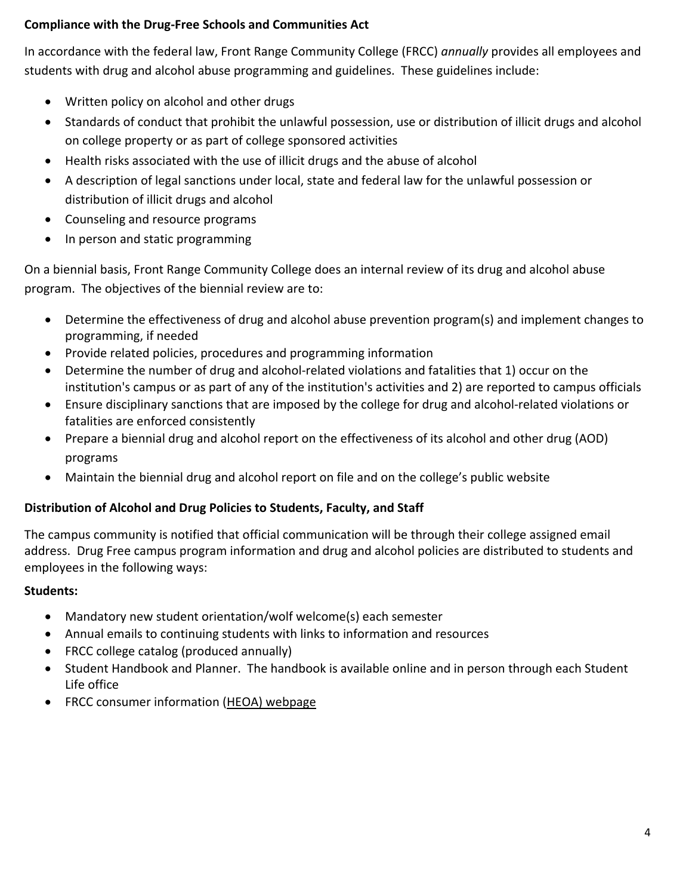**Compliance with the Drug-Free Schools and Communities Act**

In accordance with the federal law, Front Range Community College (FRCC) *annually* provides all employees and students with drug and alcohol abuse programming and guidelines. These guidelines include:

- Written policy on alcohol and other drugs
- Standards of conduct that prohibit the unlawful possession, use or distribution of illicit drugs and alcohol on college property or as part of college sponsored activities
- Health risks associated with the use of illicit drugs and the abuse of alcohol
- A description of legal sanctions under local, state and federal law for the unlawful possession or distribution of illicit drugs and alcohol
- Counseling and resource programs
- In person and static programming

On a biennial basis, Front Range Community College does an internal review of its drug and alcohol abuse program. The objectives of the biennial review are to:

- Determine the effectiveness of drug and alcohol abuse prevention program(s) and implement changes to programming, if needed
- Provide related policies, procedures and programming information
- Determine the number of drug and alcohol-related violations and fatalities that 1) occur on the institution's campus or as part of any of the institution's activities and 2) are reported to campus officials
- Ensure disciplinary sanctions that are imposed by the college for drug and alcohol-related violations or fatalities are enforced consistently
- Prepare a biennial drug and alcohol report on the effectiveness of its alcohol and other drug (AOD) programs
- Maintain the biennial drug and alcohol report on file and on the college's public website

**Distribution of Alcohol and Drug Policies to Students, Faculty, and Staff**

The campus community is notified that official communication will be through their college assigned email address. Drug Free campus program information and drug and alcohol policies are distributed to students and employees in the following ways:

**Students:**

- Mandatory new student orientation/wolf welcome(s) each semester
- Annual emails to continuing students with links to information and resources
- FRCC college catalog (produced annually)
- Student Handbook and Planner. The handbook is available online and in person through each Student Life office
- FRCC consumer information (HEOA) webpage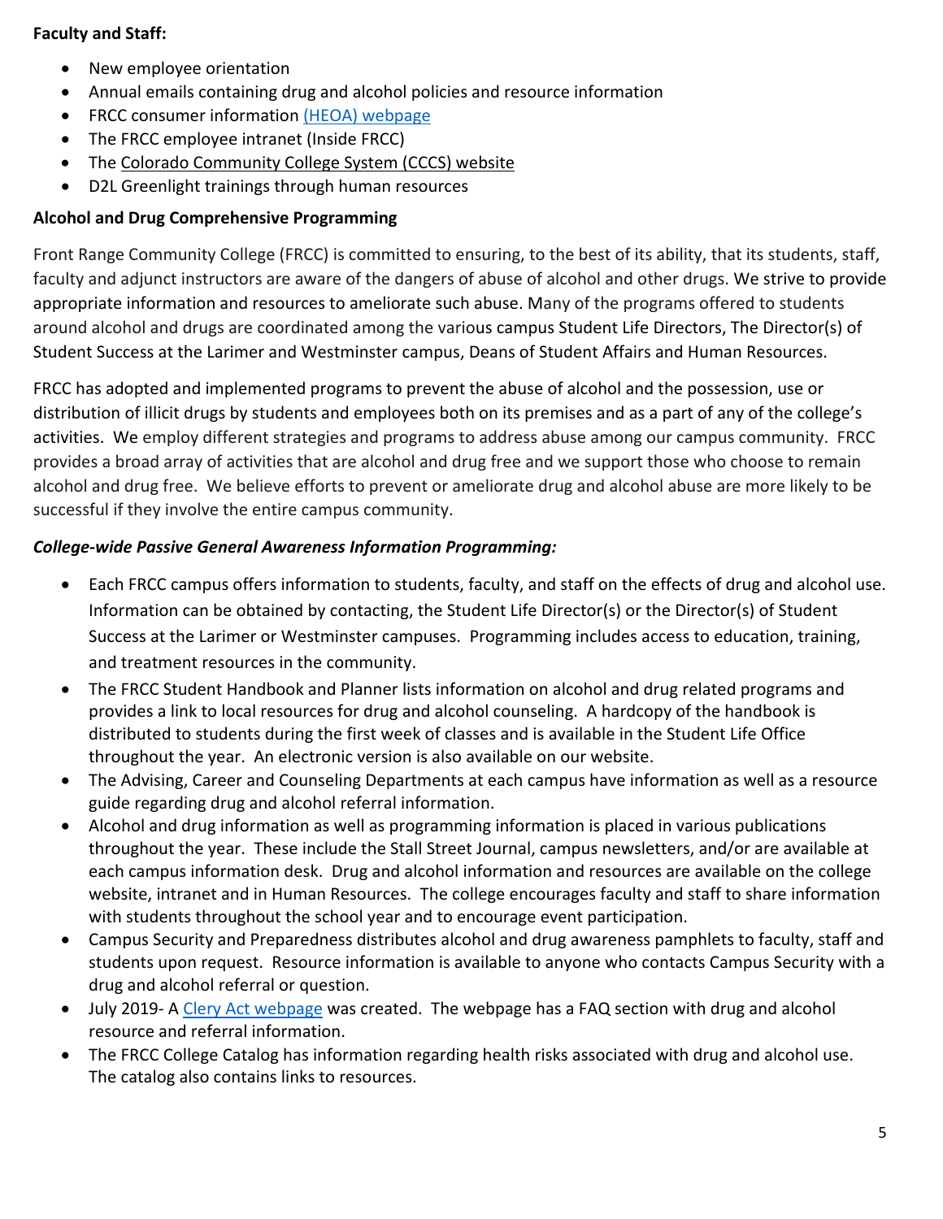**Faculty and Staff:**

- New employee orientation
- Annual emails containing drug and alcohol policies and resource information
- FRCC consumer information (HEOA) webpage
- The FRCC employee intranet (Inside FRCC)
- The Colorado Community College System (CCCS) website
- D2L Greenlight trainings through human resources

**Alcohol and Drug Comprehensive Programming**

Front Range Community College (FRCC) is committed to ensuring, to the best of its ability, that its students, staff, faculty and adjunct instructors are aware of the dangers of abuse of alcohol and other drugs. We strive to provide appropriate information and resources to ameliorate such abuse. Many of the programs offered to students around alcohol and drugs are coordinated among the various campus Student Life Directors, The Director(s) of Student Success at the Larimer and Westminster campus, Deans of Student Affairs and Human Resources.

FRCC has adopted and implemented programs to prevent the abuse of alcohol and the possession, use or distribution of illicit drugs by students and employees both on its premises and as a part of any of the college's activities. We employ different strategies and programs to address abuse among our campus community. FRCC provides a broad array of activities that are alcohol and drug free and we support those who choose to remain alcohol and drug free. We believe efforts to prevent or ameliorate drug and alcohol abuse are more likely to be successful if they involve the entire campus community.

***College-wide Passive General Awareness Information Programming:***

- Each FRCC campus offers information to students, faculty, and staff on the effects of drug and alcohol use. Information can be obtained by contacting, the Student Life Director(s) or the Director(s) of Student Success at the Larimer or Westminster campuses. Programming includes access to education, training, and treatment resources in the community.
- The FRCC Student Handbook and Planner lists information on alcohol and drug related programs and provides a link to local resources for drug and alcohol counseling. A hardcopy of the handbook is distributed to students during the first week of classes and is available in the Student Life Office throughout the year. An electronic version is also available on our website.
- The Advising, Career and Counseling Departments at each campus have information as well as a resource guide regarding drug and alcohol referral information.
- Alcohol and drug information as well as programming information is placed in various publications throughout the year. These include the Stall Street Journal, campus newsletters, and/or are available at each campus information desk. Drug and alcohol information and resources are available on the college website, intranet and in Human Resources. The college encourages faculty and staff to share information with students throughout the school year and to encourage event participation.
- Campus Security and Preparedness distributes alcohol and drug awareness pamphlets to faculty, staff and students upon request. Resource information is available to anyone who contacts Campus Security with a drug and alcohol referral or question.
- July 2019- A Clery Act webpage was created. The webpage has a FAQ section with drug and alcohol resource and referral information.
- The FRCC College Catalog has information regarding health risks associated with drug and alcohol use. The catalog also contains links to resources.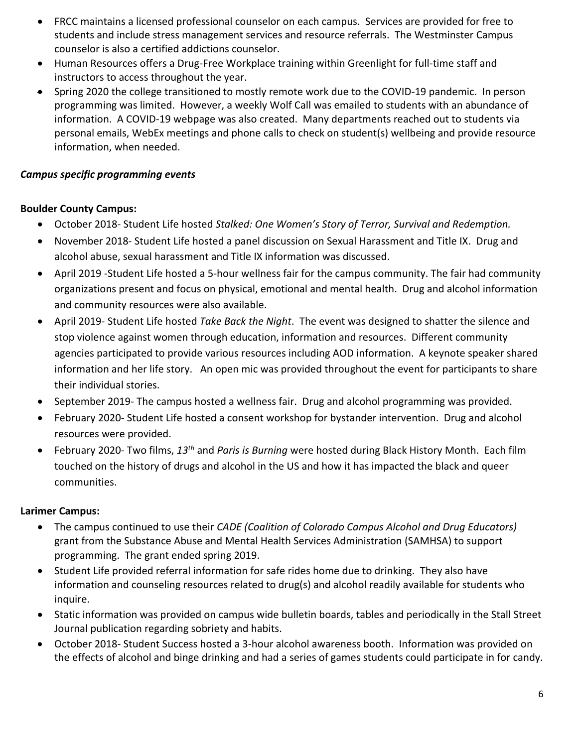- FRCC maintains a licensed professional counselor on each campus. Services are provided for free to students and include stress management services and resource referrals. The Westminster Campus counselor is also a certified addictions counselor.
- Human Resources offers a Drug-Free Workplace training within Greenlight for full-time staff and instructors to access throughout the year.
- Spring 2020 the college transitioned to mostly remote work due to the COVID-19 pandemic. In person programming was limited. However, a weekly Wolf Call was emailed to students with an abundance of information. A COVID-19 webpage was also created. Many departments reached out to students via personal emails, WebEx meetings and phone calls to check on student(s) wellbeing and provide resource information, when needed.

***Campus specific programming events***

**Boulder County Campus:**

- October 2018- Student Life hosted *Stalked: One Women's Story of Terror, Survival and Redemption.*
- November 2018- Student Life hosted a panel discussion on Sexual Harassment and Title IX. Drug and alcohol abuse, sexual harassment and Title IX information was discussed.
- April 2019 -Student Life hosted a 5-hour wellness fair for the campus community. The fair had community organizations present and focus on physical, emotional and mental health. Drug and alcohol information and community resources were also available.
- April 2019- Student Life hosted *Take Back the Night*. The event was designed to shatter the silence and stop violence against women through education, information and resources. Different community agencies participated to provide various resources including AOD information. A keynote speaker shared information and her life story. An open mic was provided throughout the event for participants to share their individual stories.
- September 2019- The campus hosted a wellness fair. Drug and alcohol programming was provided.
- February 2020- Student Life hosted a consent workshop for bystander intervention. Drug and alcohol resources were provided.
- February 2020- Two films, *13th* and *Paris is Burning* were hosted during Black History Month. Each film touched on the history of drugs and alcohol in the US and how it has impacted the black and queer communities.

**Larimer Campus:**

- The campus continued to use their *CADE (Coalition of Colorado Campus Alcohol and Drug Educators)* grant from the Substance Abuse and Mental Health Services Administration (SAMHSA) to support programming. The grant ended spring 2019.
- Student Life provided referral information for safe rides home due to drinking. They also have information and counseling resources related to drug(s) and alcohol readily available for students who inquire.
- Static information was provided on campus wide bulletin boards, tables and periodically in the Stall Street Journal publication regarding sobriety and habits.
- October 2018- Student Success hosted a 3-hour alcohol awareness booth. Information was provided on the effects of alcohol and binge drinking and had a series of games students could participate in for candy.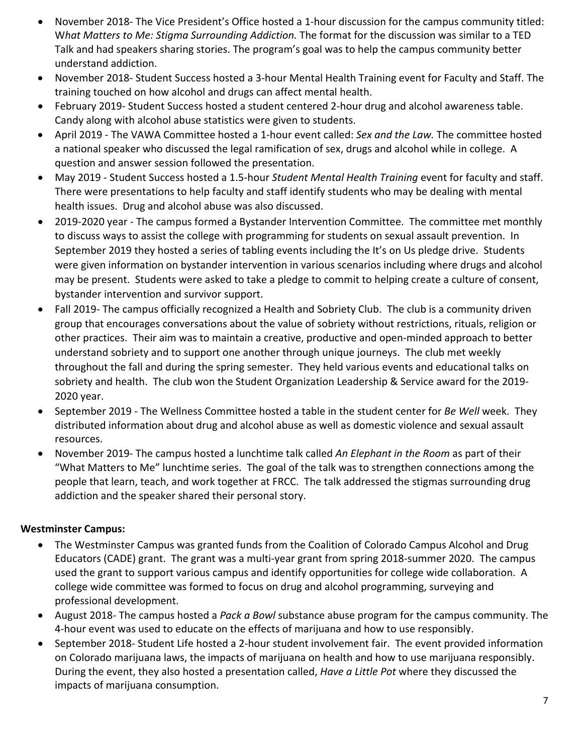- November 2018- The Vice President's Office hosted a 1-hour discussion for the campus community titled: W*hat Matters to Me: Stigma Surrounding Addiction.* The format for the discussion was similar to a TED Talk and had speakers sharing stories. The program's goal was to help the campus community better understand addiction.
- November 2018- Student Success hosted a 3-hour Mental Health Training event for Faculty and Staff. The training touched on how alcohol and drugs can affect mental health.
- February 2019- Student Success hosted a student centered 2-hour drug and alcohol awareness table. Candy along with alcohol abuse statistics were given to students.
- April 2019 - The VAWA Committee hosted a 1-hour event called: *Sex and the Law.* The committee hosted a national speaker who discussed the legal ramification of sex, drugs and alcohol while in college. A question and answer session followed the presentation.
- May 2019 - Student Success hosted a 1.5-hour *Student Mental Health Training* event for faculty and staff. There were presentations to help faculty and staff identify students who may be dealing with mental health issues. Drug and alcohol abuse was also discussed.
- 2019-2020 year - The campus formed a Bystander Intervention Committee. The committee met monthly to discuss ways to assist the college with programming for students on sexual assault prevention. In September 2019 they hosted a series of tabling events including the It's on Us pledge drive. Students were given information on bystander intervention in various scenarios including where drugs and alcohol may be present. Students were asked to take a pledge to commit to helping create a culture of consent, bystander intervention and survivor support.
- Fall 2019- The campus officially recognized a Health and Sobriety Club. The club is a community driven group that encourages conversations about the value of sobriety without restrictions, rituals, religion or other practices. Their aim was to maintain a creative, productive and open-minded approach to better understand sobriety and to support one another through unique journeys. The club met weekly throughout the fall and during the spring semester. They held various events and educational talks on sobriety and health. The club won the Student Organization Leadership & Service award for the 2019-2020 year.
- September 2019 - The Wellness Committee hosted a table in the student center for *Be Well* week. They distributed information about drug and alcohol abuse as well as domestic violence and sexual assault resources.
- November 2019- The campus hosted a lunchtime talk called *An Elephant in the Room* as part of their "What Matters to Me" lunchtime series. The goal of the talk was to strengthen connections among the people that learn, teach, and work together at FRCC. The talk addressed the stigmas surrounding drug addiction and the speaker shared their personal story.

**Westminster Campus:**

- The Westminster Campus was granted funds from the Coalition of Colorado Campus Alcohol and Drug Educators (CADE) grant. The grant was a multi-year grant from spring 2018-summer 2020. The campus used the grant to support various campus and identify opportunities for college wide collaboration. A college wide committee was formed to focus on drug and alcohol programming, surveying and professional development.
- August 2018- The campus hosted a *Pack a Bowl* substance abuse program for the campus community. The 4-hour event was used to educate on the effects of marijuana and how to use responsibly.
- September 2018- Student Life hosted a 2-hour student involvement fair. The event provided information on Colorado marijuana laws, the impacts of marijuana on health and how to use marijuana responsibly. During the event, they also hosted a presentation called, *Have a Little Pot* where they discussed the impacts of marijuana consumption.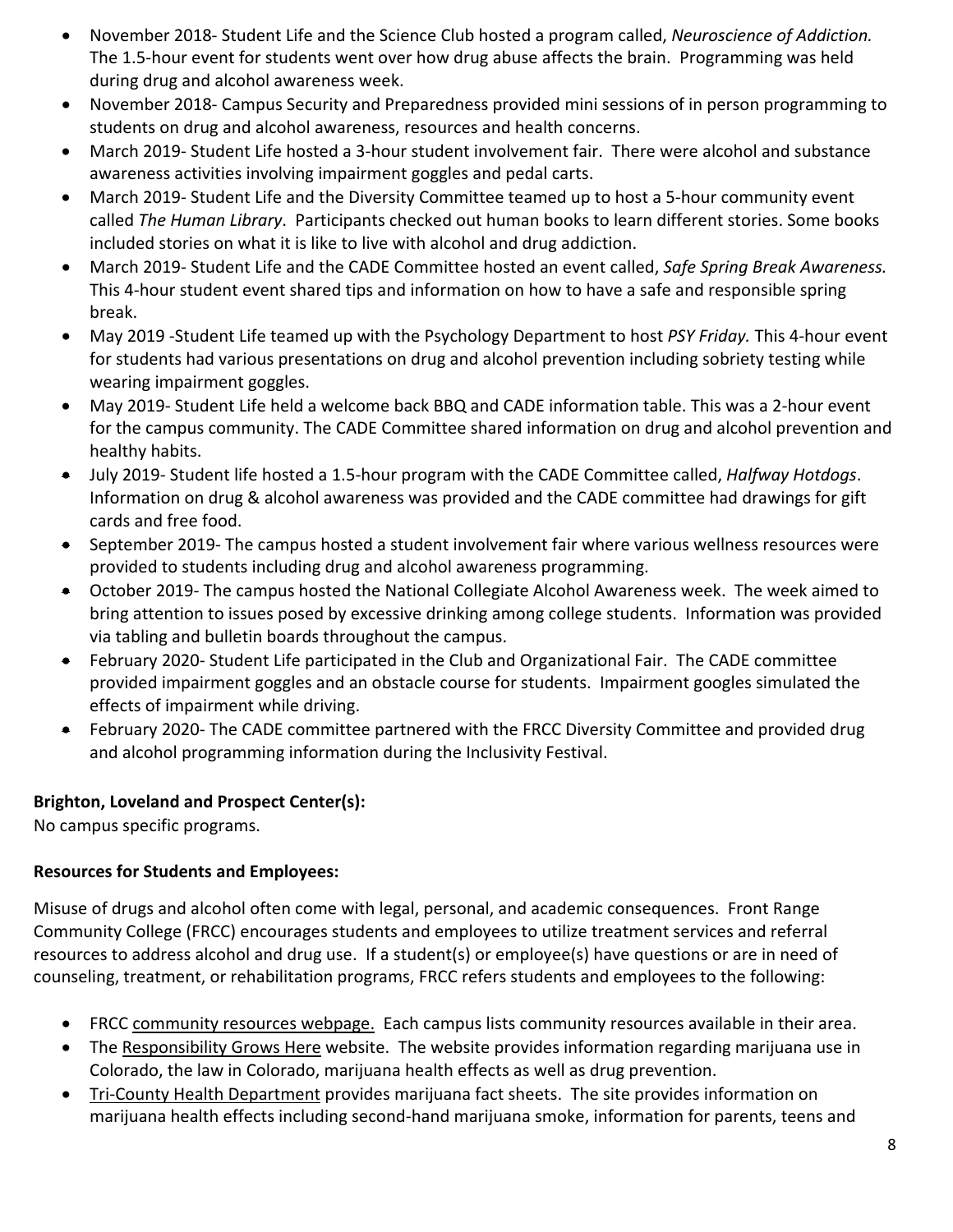- November 2018- Student Life and the Science Club hosted a program called, *Neuroscience of Addiction.* The 1.5-hour event for students went over how drug abuse affects the brain. Programming was held during drug and alcohol awareness week.
- November 2018- Campus Security and Preparedness provided mini sessions of in person programming to students on drug and alcohol awareness, resources and health concerns.
- March 2019- Student Life hosted a 3-hour student involvement fair. There were alcohol and substance awareness activities involving impairment goggles and pedal carts.
- March 2019- Student Life and the Diversity Committee teamed up to host a 5-hour community event called *The Human Library*. Participants checked out human books to learn different stories. Some books included stories on what it is like to live with alcohol and drug addiction.
- March 2019- Student Life and the CADE Committee hosted an event called, *Safe Spring Break Awareness.* This 4-hour student event shared tips and information on how to have a safe and responsible spring break.
- May 2019 -Student Life teamed up with the Psychology Department to host *PSY Friday.* This 4-hour event for students had various presentations on drug and alcohol prevention including sobriety testing while wearing impairment goggles.
- May 2019- Student Life held a welcome back BBQ and CADE information table. This was a 2-hour event for the campus community. The CADE Committee shared information on drug and alcohol prevention and healthy habits.
- July 2019- Student life hosted a 1.5-hour program with the CADE Committee called, *Halfway Hotdogs*. Information on drug & alcohol awareness was provided and the CADE committee had drawings for gift cards and free food.
- September 2019- The campus hosted a student involvement fair where various wellness resources were provided to students including drug and alcohol awareness programming.
- October 2019- The campus hosted the National Collegiate Alcohol Awareness week. The week aimed to bring attention to issues posed by excessive drinking among college students. Information was provided via tabling and bulletin boards throughout the campus.
- February 2020- Student Life participated in the Club and Organizational Fair. The CADE committee provided impairment goggles and an obstacle course for students. Impairment googles simulated the effects of impairment while driving.
- February 2020- The CADE committee partnered with the FRCC Diversity Committee and provided drug and alcohol programming information during the Inclusivity Festival.

**Brighton, Loveland and Prospect Center(s):**
No campus specific programs.

**Resources for Students and Employees:**

Misuse of drugs and alcohol often come with legal, personal, and academic consequences. Front Range Community College (FRCC) encourages students and employees to utilize treatment services and referral resources to address alcohol and drug use. If a student(s) or employee(s) have questions or are in need of counseling, treatment, or rehabilitation programs, FRCC refers students and employees to the following:

- FRCC community resources webpage. Each campus lists community resources available in their area.
- The Responsibility Grows Here website. The website provides information regarding marijuana use in Colorado, the law in Colorado, marijuana health effects as well as drug prevention.
- Tri-County Health Department provides marijuana fact sheets. The site provides information on marijuana health effects including second-hand marijuana smoke, information for parents, teens and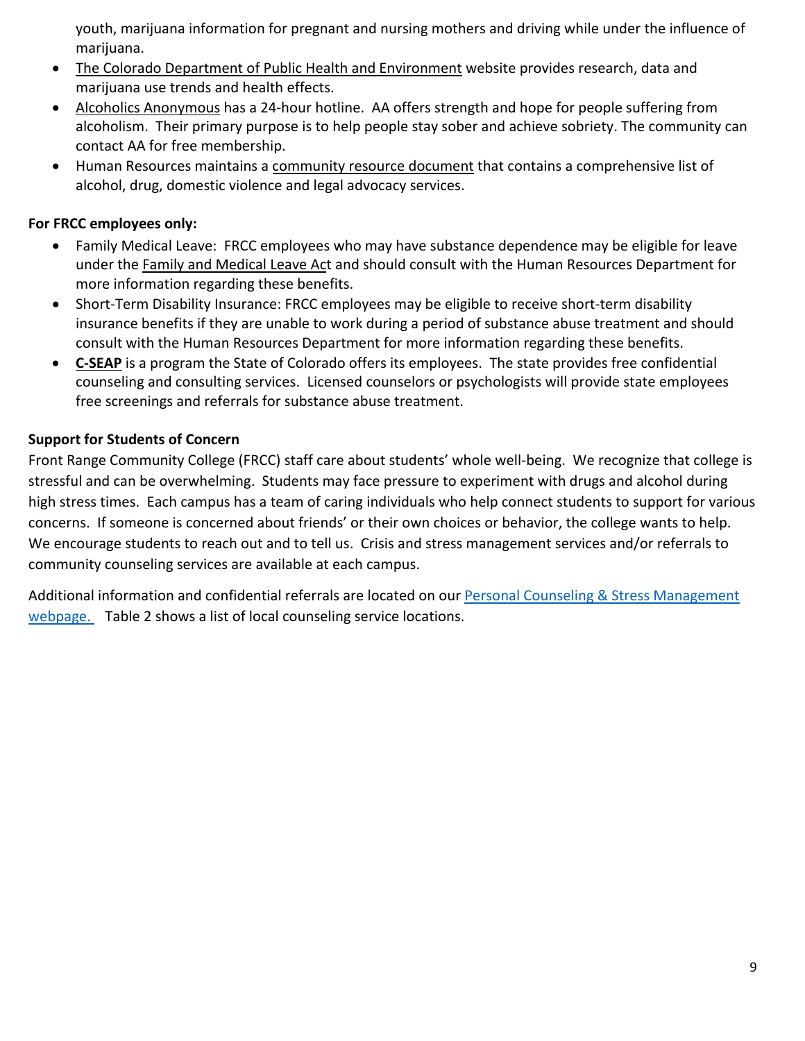youth, marijuana information for pregnant and nursing mothers and driving while under the influence of marijuana.

- The Colorado Department of Public Health and Environment website provides research, data and marijuana use trends and health effects.
- Alcoholics Anonymous has a 24-hour hotline. AA offers strength and hope for people suffering from alcoholism. Their primary purpose is to help people stay sober and achieve sobriety. The community can contact AA for free membership.
- Human Resources maintains a community resource document that contains a comprehensive list of alcohol, drug, domestic violence and legal advocacy services.

**For FRCC employees only:**

- Family Medical Leave: FRCC employees who may have substance dependence may be eligible for leave under the Family and Medical Leave Act and should consult with the Human Resources Department for more information regarding these benefits.
- Short-Term Disability Insurance: FRCC employees may be eligible to receive short-term disability insurance benefits if they are unable to work during a period of substance abuse treatment and should consult with the Human Resources Department for more information regarding these benefits.
- **C-SEAP** is a program the State of Colorado offers its employees. The state provides free confidential counseling and consulting services. Licensed counselors or psychologists will provide state employees free screenings and referrals for substance abuse treatment.

**Support for Students of Concern**

Front Range Community College (FRCC) staff care about students' whole well-being. We recognize that college is stressful and can be overwhelming. Students may face pressure to experiment with drugs and alcohol during high stress times. Each campus has a team of caring individuals who help connect students to support for various concerns. If someone is concerned about friends' or their own choices or behavior, the college wants to help. We encourage students to reach out and to tell us. Crisis and stress management services and/or referrals to community counseling services are available at each campus.

Additional information and confidential referrals are located on our Personal Counseling & Stress Management webpage. Table 2 shows a list of local counseling service locations.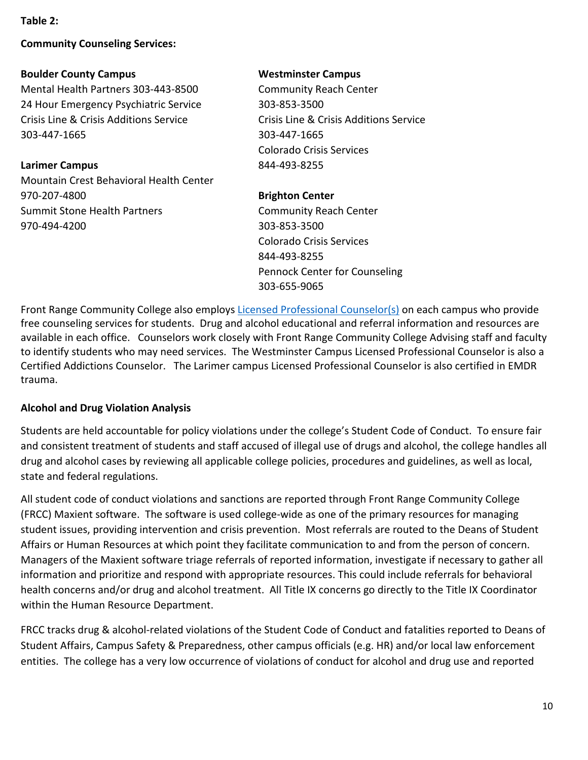**Table 2:**

**Community Counseling Services:**

**Boulder County Campus**
Mental Health Partners 303-443-8500
24 Hour Emergency Psychiatric Service
Crisis Line & Crisis Additions Service
303-447-1665

**Larimer Campus**
Mountain Crest Behavioral Health Center
970-207-4800
Summit Stone Health Partners
970-494-4200

**Westminster Campus**
Community Reach Center
303-853-3500
Crisis Line & Crisis Additions Service
303-447-1665
Colorado Crisis Services
844-493-8255

**Brighton Center**
Community Reach Center
303-853-3500
Colorado Crisis Services
844-493-8255
Pennock Center for Counseling
303-655-9065

Front Range Community College also employs [Licensed Professional Counselor(s)]() on each campus who provide free counseling services for students. Drug and alcohol educational and referral information and resources are available in each office. Counselors work closely with Front Range Community College Advising staff and faculty to identify students who may need services. The Westminster Campus Licensed Professional Counselor is also a Certified Addictions Counselor. The Larimer campus Licensed Professional Counselor is also certified in EMDR trauma.

**Alcohol and Drug Violation Analysis**

Students are held accountable for policy violations under the college's Student Code of Conduct. To ensure fair and consistent treatment of students and staff accused of illegal use of drugs and alcohol, the college handles all drug and alcohol cases by reviewing all applicable college policies, procedures and guidelines, as well as local, state and federal regulations.

All student code of conduct violations and sanctions are reported through Front Range Community College (FRCC) Maxient software. The software is used college-wide as one of the primary resources for managing student issues, providing intervention and crisis prevention. Most referrals are routed to the Deans of Student Affairs or Human Resources at which point they facilitate communication to and from the person of concern. Managers of the Maxient software triage referrals of reported information, investigate if necessary to gather all information and prioritize and respond with appropriate resources. This could include referrals for behavioral health concerns and/or drug and alcohol treatment. All Title IX concerns go directly to the Title IX Coordinator within the Human Resource Department.

FRCC tracks drug & alcohol-related violations of the Student Code of Conduct and fatalities reported to Deans of Student Affairs, Campus Safety & Preparedness, other campus officials (e.g. HR) and/or local law enforcement entities. The college has a very low occurrence of violations of conduct for alcohol and drug use and reported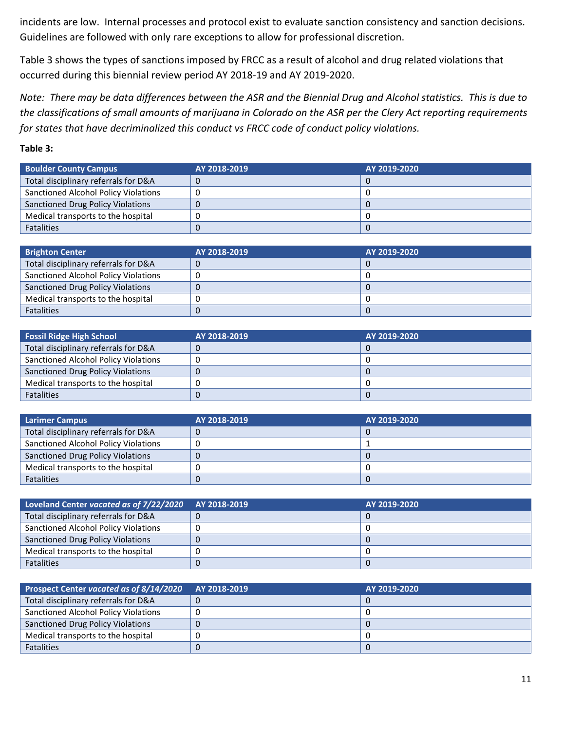incidents are low. Internal processes and protocol exist to evaluate sanction consistency and sanction decisions. Guidelines are followed with only rare exceptions to allow for professional discretion.

Table 3 shows the types of sanctions imposed by FRCC as a result of alcohol and drug related violations that occurred during this biennial review period AY 2018-19 and AY 2019-2020.

*Note: There may be data differences between the ASR and the Biennial Drug and Alcohol statistics. This is due to the classifications of small amounts of marijuana in Colorado on the ASR per the Clery Act reporting requirements for states that have decriminalized this conduct vs FRCC code of conduct policy violations.*

**Table 3:**

| Boulder County Campus | AY 2018-2019 | AY 2019-2020 |
|---|---|---|
| Total disciplinary referrals for D&A | 0 | 0 |
| Sanctioned Alcohol Policy Violations | 0 | 0 |
| Sanctioned Drug Policy Violations | 0 | 0 |
| Medical transports to the hospital | 0 | 0 |
| Fatalities | 0 | 0 |

| Brighton Center | AY 2018-2019 | AY 2019-2020 |
|---|---|---|
| Total disciplinary referrals for D&A | 0 | 0 |
| Sanctioned Alcohol Policy Violations | 0 | 0 |
| Sanctioned Drug Policy Violations | 0 | 0 |
| Medical transports to the hospital | 0 | 0 |
| Fatalities | 0 | 0 |

| Fossil Ridge High School | AY 2018-2019 | AY 2019-2020 |
|---|---|---|
| Total disciplinary referrals for D&A | 0 | 0 |
| Sanctioned Alcohol Policy Violations | 0 | 0 |
| Sanctioned Drug Policy Violations | 0 | 0 |
| Medical transports to the hospital | 0 | 0 |
| Fatalities | 0 | 0 |

| Larimer Campus | AY 2018-2019 | AY 2019-2020 |
|---|---|---|
| Total disciplinary referrals for D&A | 0 | 0 |
| Sanctioned Alcohol Policy Violations | 0 | 1 |
| Sanctioned Drug Policy Violations | 0 | 0 |
| Medical transports to the hospital | 0 | 0 |
| Fatalities | 0 | 0 |

| Loveland Center *vacated as of 7/22/2020* | AY 2018-2019 | AY 2019-2020 |
|---|---|---|
| Total disciplinary referrals for D&A | 0 | 0 |
| Sanctioned Alcohol Policy Violations | 0 | 0 |
| Sanctioned Drug Policy Violations | 0 | 0 |
| Medical transports to the hospital | 0 | 0 |
| Fatalities | 0 | 0 |

| Prospect Center *vacated as of 8/14/2020* | AY 2018-2019 | AY 2019-2020 |
|---|---|---|
| Total disciplinary referrals for D&A | 0 | 0 |
| Sanctioned Alcohol Policy Violations | 0 | 0 |
| Sanctioned Drug Policy Violations | 0 | 0 |
| Medical transports to the hospital | 0 | 0 |
| Fatalities | 0 | 0 |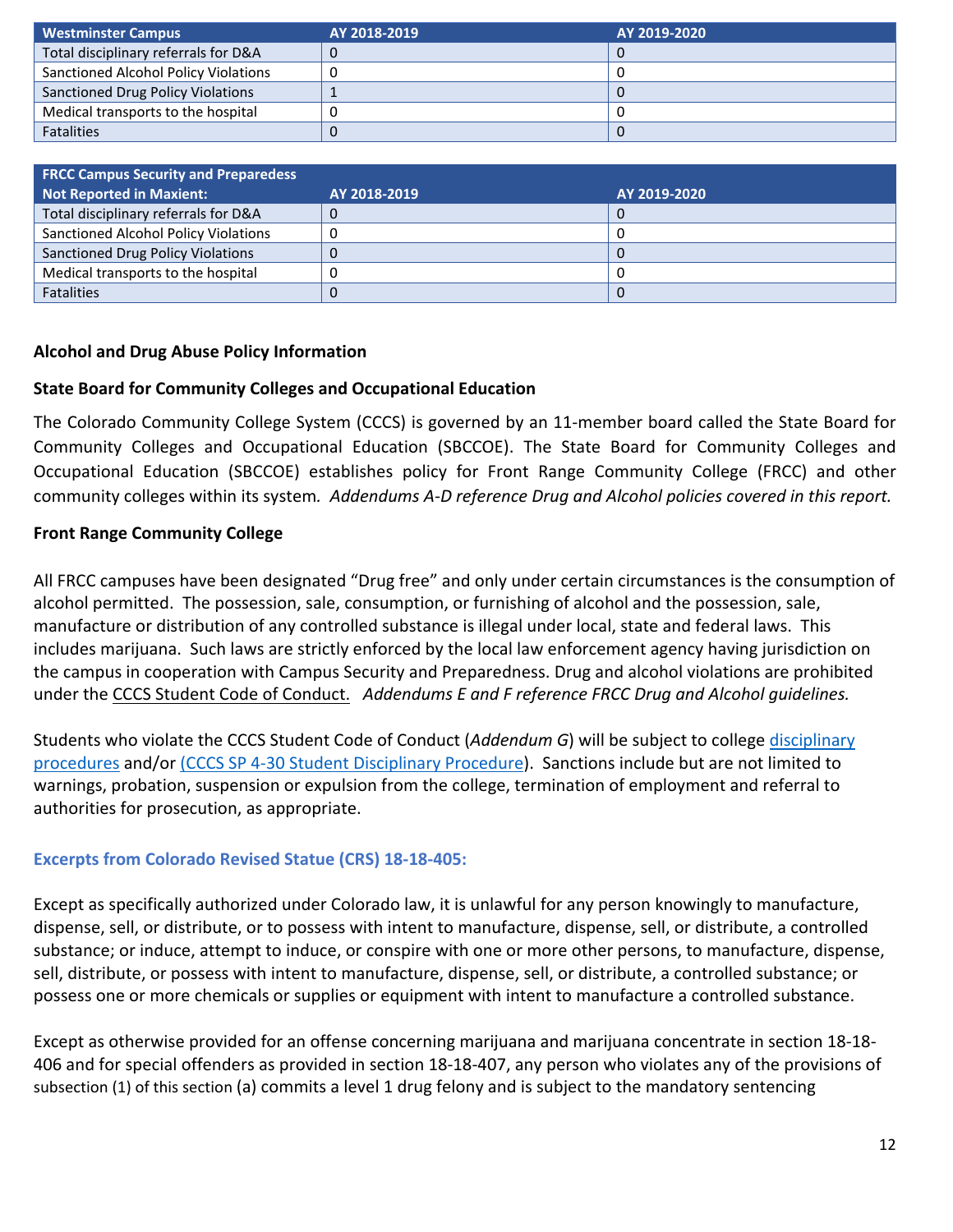| Westminster Campus | AY 2018-2019 | AY 2019-2020 |
|---|---|---|
| Total disciplinary referrals for D&A | 0 | 0 |
| Sanctioned Alcohol Policy Violations | 0 | 0 |
| Sanctioned Drug Policy Violations | 1 | 0 |
| Medical transports to the hospital | 0 | 0 |
| Fatalities | 0 | 0 |

| FRCC Campus Security and Preparedess Not Reported in Maxient: | AY 2018-2019 | AY 2019-2020 |
|---|---|---|
| Total disciplinary referrals for D&A | 0 | 0 |
| Sanctioned Alcohol Policy Violations | 0 | 0 |
| Sanctioned Drug Policy Violations | 0 | 0 |
| Medical transports to the hospital | 0 | 0 |
| Fatalities | 0 | 0 |

**Alcohol and Drug Abuse Policy Information**

**State Board for Community Colleges and Occupational Education**

The Colorado Community College System (CCCS) is governed by an 11-member board called the State Board for Community Colleges and Occupational Education (SBCCOE). The State Board for Community Colleges and Occupational Education (SBCCOE) establishes policy for Front Range Community College (FRCC) and other community colleges within its system. *Addendums A-D reference Drug and Alcohol policies covered in this report.*

**Front Range Community College**

All FRCC campuses have been designated "Drug free" and only under certain circumstances is the consumption of alcohol permitted. The possession, sale, consumption, or furnishing of alcohol and the possession, sale, manufacture or distribution of any controlled substance is illegal under local, state and federal laws. This includes marijuana. Such laws are strictly enforced by the local law enforcement agency having jurisdiction on the campus in cooperation with Campus Security and Preparedness. Drug and alcohol violations are prohibited under the CCCS Student Code of Conduct. *Addendums E and F reference FRCC Drug and Alcohol guidelines.*

Students who violate the CCCS Student Code of Conduct (*Addendum G*) will be subject to college disciplinary procedures and/or (CCCS SP 4-30 Student Disciplinary Procedure). Sanctions include but are not limited to warnings, probation, suspension or expulsion from the college, termination of employment and referral to authorities for prosecution, as appropriate.

### Excerpts from Colorado Revised Statue (CRS) 18-18-405:

Except as specifically authorized under Colorado law, it is unlawful for any person knowingly to manufacture, dispense, sell, or distribute, or to possess with intent to manufacture, dispense, sell, or distribute, a controlled substance; or induce, attempt to induce, or conspire with one or more other persons, to manufacture, dispense, sell, distribute, or possess with intent to manufacture, dispense, sell, or distribute, a controlled substance; or possess one or more chemicals or supplies or equipment with intent to manufacture a controlled substance.

Except as otherwise provided for an offense concerning marijuana and marijuana concentrate in section 18-18-406 and for special offenders as provided in section 18-18-407, any person who violates any of the provisions of subsection (1) of this section (a) commits a level 1 drug felony and is subject to the mandatory sentencing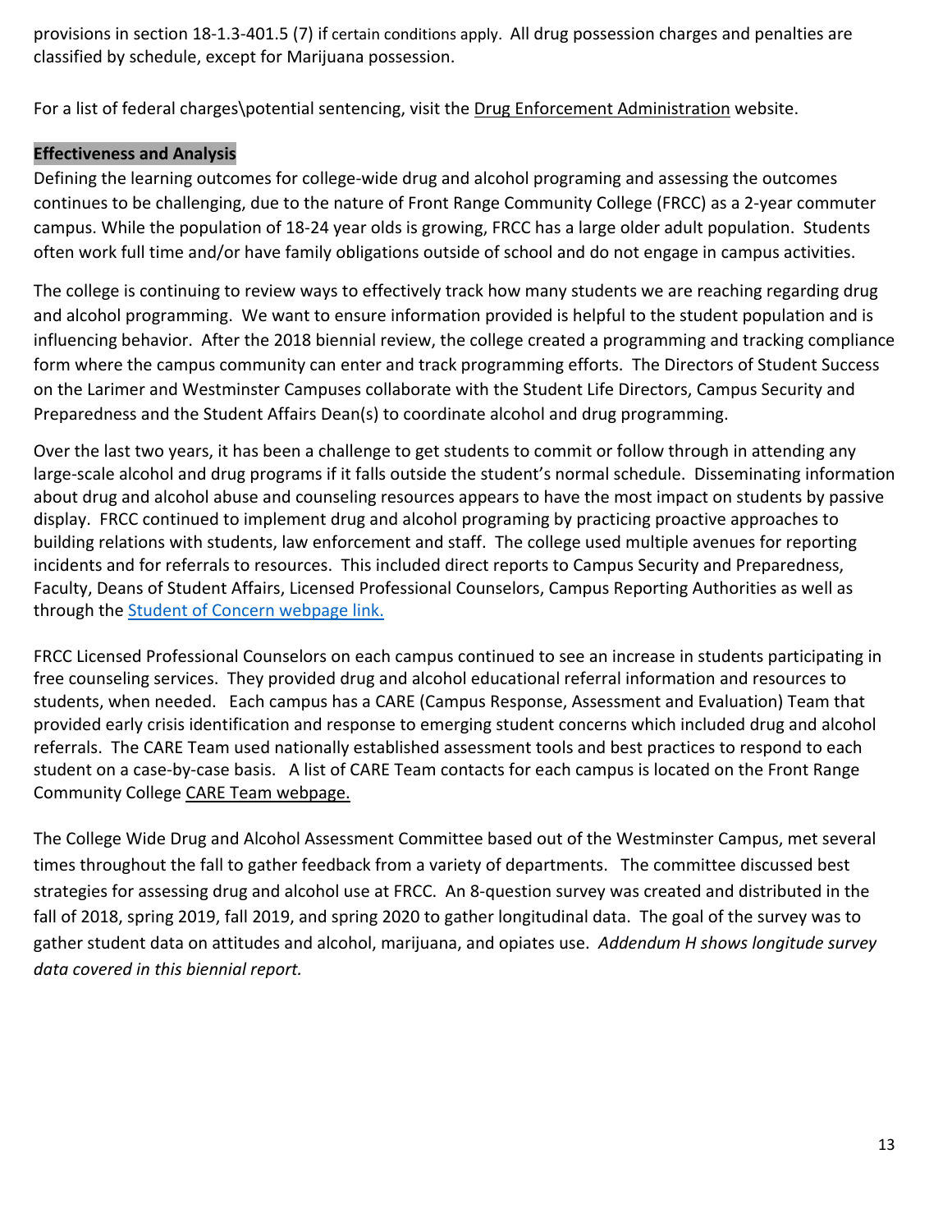provisions in section 18-1.3-401.5 (7) if certain conditions apply. All drug possession charges and penalties are classified by schedule, except for Marijuana possession.

For a list of federal charges\potential sentencing, visit the Drug Enforcement Administration website.

## Effectiveness and Analysis

Defining the learning outcomes for college-wide drug and alcohol programing and assessing the outcomes continues to be challenging, due to the nature of Front Range Community College (FRCC) as a 2-year commuter campus. While the population of 18-24 year olds is growing, FRCC has a large older adult population. Students often work full time and/or have family obligations outside of school and do not engage in campus activities.

The college is continuing to review ways to effectively track how many students we are reaching regarding drug and alcohol programming. We want to ensure information provided is helpful to the student population and is influencing behavior. After the 2018 biennial review, the college created a programming and tracking compliance form where the campus community can enter and track programming efforts. The Directors of Student Success on the Larimer and Westminster Campuses collaborate with the Student Life Directors, Campus Security and Preparedness and the Student Affairs Dean(s) to coordinate alcohol and drug programming.

Over the last two years, it has been a challenge to get students to commit or follow through in attending any large-scale alcohol and drug programs if it falls outside the student's normal schedule. Disseminating information about drug and alcohol abuse and counseling resources appears to have the most impact on students by passive display. FRCC continued to implement drug and alcohol programing by practicing proactive approaches to building relations with students, law enforcement and staff. The college used multiple avenues for reporting incidents and for referrals to resources. This included direct reports to Campus Security and Preparedness, Faculty, Deans of Student Affairs, Licensed Professional Counselors, Campus Reporting Authorities as well as through the Student of Concern webpage link.

FRCC Licensed Professional Counselors on each campus continued to see an increase in students participating in free counseling services. They provided drug and alcohol educational referral information and resources to students, when needed. Each campus has a CARE (Campus Response, Assessment and Evaluation) Team that provided early crisis identification and response to emerging student concerns which included drug and alcohol referrals. The CARE Team used nationally established assessment tools and best practices to respond to each student on a case-by-case basis. A list of CARE Team contacts for each campus is located on the Front Range Community College CARE Team webpage.

The College Wide Drug and Alcohol Assessment Committee based out of the Westminster Campus, met several times throughout the fall to gather feedback from a variety of departments. The committee discussed best strategies for assessing drug and alcohol use at FRCC. An 8-question survey was created and distributed in the fall of 2018, spring 2019, fall 2019, and spring 2020 to gather longitudinal data. The goal of the survey was to gather student data on attitudes and alcohol, marijuana, and opiates use. *Addendum H shows longitude survey data covered in this biennial report.*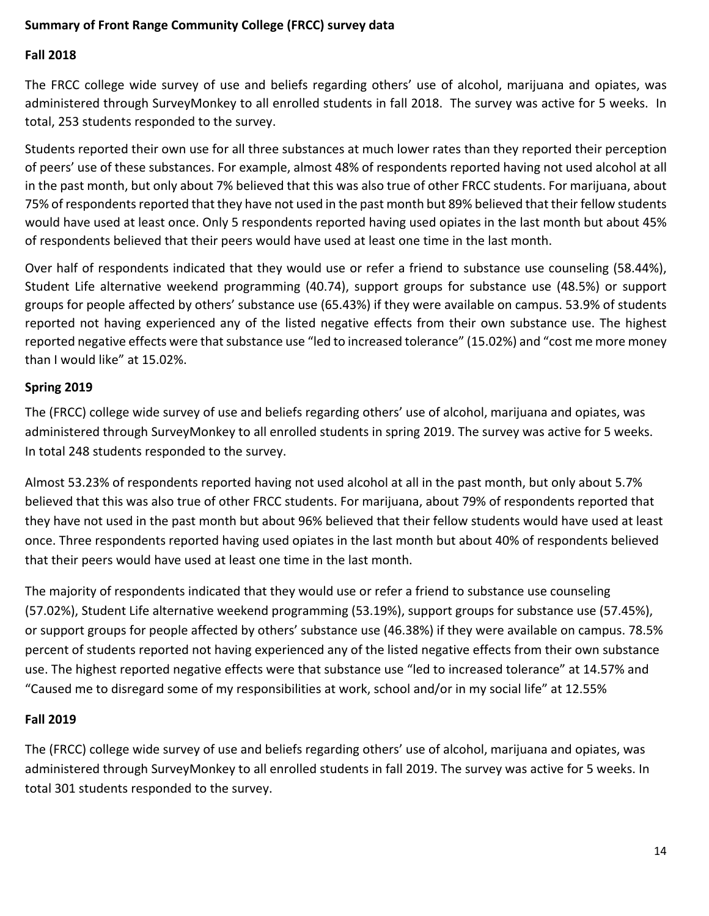**Summary of Front Range Community College (FRCC) survey data**

**Fall 2018**

The FRCC college wide survey of use and beliefs regarding others' use of alcohol, marijuana and opiates, was administered through SurveyMonkey to all enrolled students in fall 2018. The survey was active for 5 weeks. In total, 253 students responded to the survey.

Students reported their own use for all three substances at much lower rates than they reported their perception of peers' use of these substances. For example, almost 48% of respondents reported having not used alcohol at all in the past month, but only about 7% believed that this was also true of other FRCC students. For marijuana, about 75% of respondents reported that they have not used in the past month but 89% believed that their fellow students would have used at least once. Only 5 respondents reported having used opiates in the last month but about 45% of respondents believed that their peers would have used at least one time in the last month.

Over half of respondents indicated that they would use or refer a friend to substance use counseling (58.44%), Student Life alternative weekend programming (40.74), support groups for substance use (48.5%) or support groups for people affected by others' substance use (65.43%) if they were available on campus. 53.9% of students reported not having experienced any of the listed negative effects from their own substance use. The highest reported negative effects were that substance use "led to increased tolerance" (15.02%) and "cost me more money than I would like" at 15.02%.

**Spring 2019**

The (FRCC) college wide survey of use and beliefs regarding others' use of alcohol, marijuana and opiates, was administered through SurveyMonkey to all enrolled students in spring 2019. The survey was active for 5 weeks. In total 248 students responded to the survey.

Almost 53.23% of respondents reported having not used alcohol at all in the past month, but only about 5.7% believed that this was also true of other FRCC students. For marijuana, about 79% of respondents reported that they have not used in the past month but about 96% believed that their fellow students would have used at least once. Three respondents reported having used opiates in the last month but about 40% of respondents believed that their peers would have used at least one time in the last month.

The majority of respondents indicated that they would use or refer a friend to substance use counseling (57.02%), Student Life alternative weekend programming (53.19%), support groups for substance use (57.45%), or support groups for people affected by others' substance use (46.38%) if they were available on campus. 78.5% percent of students reported not having experienced any of the listed negative effects from their own substance use. The highest reported negative effects were that substance use "led to increased tolerance" at 14.57% and "Caused me to disregard some of my responsibilities at work, school and/or in my social life" at 12.55%

**Fall 2019**

The (FRCC) college wide survey of use and beliefs regarding others' use of alcohol, marijuana and opiates, was administered through SurveyMonkey to all enrolled students in fall 2019. The survey was active for 5 weeks. In total 301 students responded to the survey.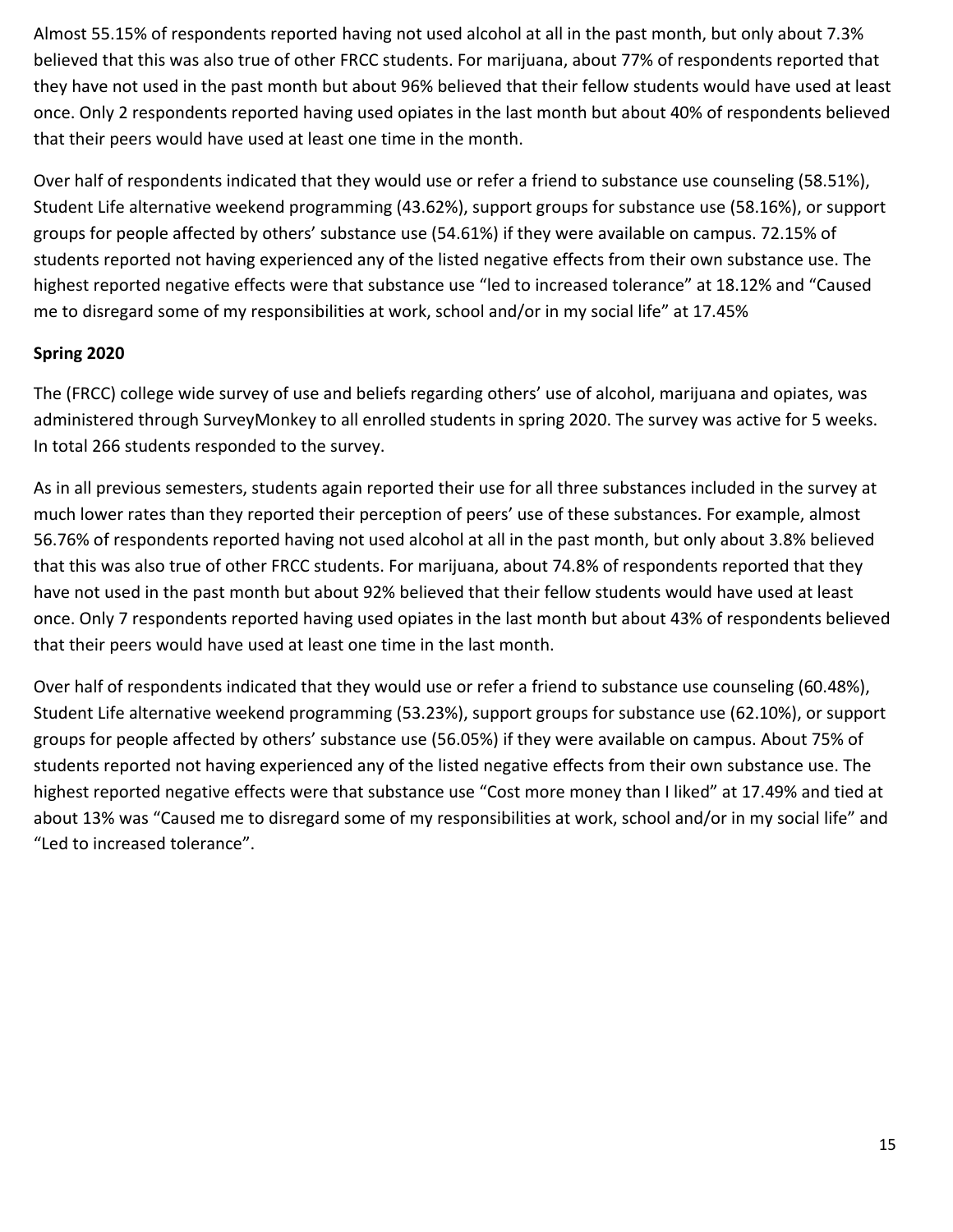Almost 55.15% of respondents reported having not used alcohol at all in the past month, but only about 7.3% believed that this was also true of other FRCC students. For marijuana, about 77% of respondents reported that they have not used in the past month but about 96% believed that their fellow students would have used at least once. Only 2 respondents reported having used opiates in the last month but about 40% of respondents believed that their peers would have used at least one time in the month.

Over half of respondents indicated that they would use or refer a friend to substance use counseling (58.51%), Student Life alternative weekend programming (43.62%), support groups for substance use (58.16%), or support groups for people affected by others' substance use (54.61%) if they were available on campus. 72.15% of students reported not having experienced any of the listed negative effects from their own substance use. The highest reported negative effects were that substance use "led to increased tolerance" at 18.12% and "Caused me to disregard some of my responsibilities at work, school and/or in my social life" at 17.45%

**Spring 2020**

The (FRCC) college wide survey of use and beliefs regarding others' use of alcohol, marijuana and opiates, was administered through SurveyMonkey to all enrolled students in spring 2020. The survey was active for 5 weeks. In total 266 students responded to the survey.

As in all previous semesters, students again reported their use for all three substances included in the survey at much lower rates than they reported their perception of peers' use of these substances. For example, almost 56.76% of respondents reported having not used alcohol at all in the past month, but only about 3.8% believed that this was also true of other FRCC students. For marijuana, about 74.8% of respondents reported that they have not used in the past month but about 92% believed that their fellow students would have used at least once. Only 7 respondents reported having used opiates in the last month but about 43% of respondents believed that their peers would have used at least one time in the last month.

Over half of respondents indicated that they would use or refer a friend to substance use counseling (60.48%), Student Life alternative weekend programming (53.23%), support groups for substance use (62.10%), or support groups for people affected by others' substance use (56.05%) if they were available on campus. About 75% of students reported not having experienced any of the listed negative effects from their own substance use. The highest reported negative effects were that substance use "Cost more money than I liked" at 17.49% and tied at about 13% was "Caused me to disregard some of my responsibilities at work, school and/or in my social life" and "Led to increased tolerance".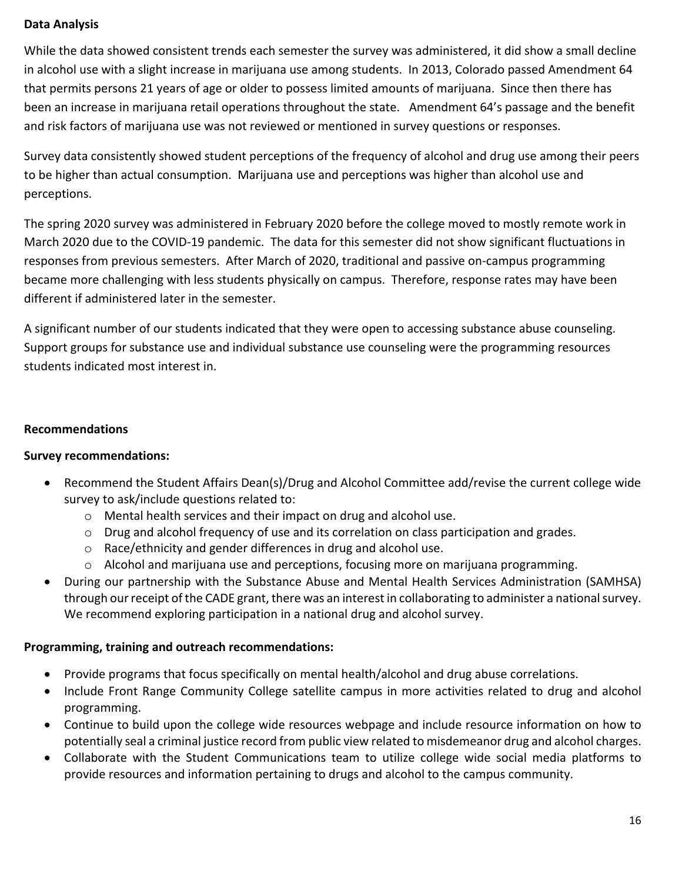**Data Analysis**

While the data showed consistent trends each semester the survey was administered, it did show a small decline in alcohol use with a slight increase in marijuana use among students. In 2013, Colorado passed Amendment 64 that permits persons 21 years of age or older to possess limited amounts of marijuana. Since then there has been an increase in marijuana retail operations throughout the state. Amendment 64's passage and the benefit and risk factors of marijuana use was not reviewed or mentioned in survey questions or responses.

Survey data consistently showed student perceptions of the frequency of alcohol and drug use among their peers to be higher than actual consumption. Marijuana use and perceptions was higher than alcohol use and perceptions.

The spring 2020 survey was administered in February 2020 before the college moved to mostly remote work in March 2020 due to the COVID-19 pandemic. The data for this semester did not show significant fluctuations in responses from previous semesters. After March of 2020, traditional and passive on-campus programming became more challenging with less students physically on campus. Therefore, response rates may have been different if administered later in the semester.

A significant number of our students indicated that they were open to accessing substance abuse counseling. Support groups for substance use and individual substance use counseling were the programming resources students indicated most interest in.

**Recommendations**

**Survey recommendations:**

- Recommend the Student Affairs Dean(s)/Drug and Alcohol Committee add/revise the current college wide survey to ask/include questions related to:
  - Mental health services and their impact on drug and alcohol use.
  - Drug and alcohol frequency of use and its correlation on class participation and grades.
  - Race/ethnicity and gender differences in drug and alcohol use.
  - Alcohol and marijuana use and perceptions, focusing more on marijuana programming.
- During our partnership with the Substance Abuse and Mental Health Services Administration (SAMHSA) through our receipt of the CADE grant, there was an interest in collaborating to administer a national survey. We recommend exploring participation in a national drug and alcohol survey.

**Programming, training and outreach recommendations:**

- Provide programs that focus specifically on mental health/alcohol and drug abuse correlations.
- Include Front Range Community College satellite campus in more activities related to drug and alcohol programming.
- Continue to build upon the college wide resources webpage and include resource information on how to potentially seal a criminal justice record from public view related to misdemeanor drug and alcohol charges.
- Collaborate with the Student Communications team to utilize college wide social media platforms to provide resources and information pertaining to drugs and alcohol to the campus community.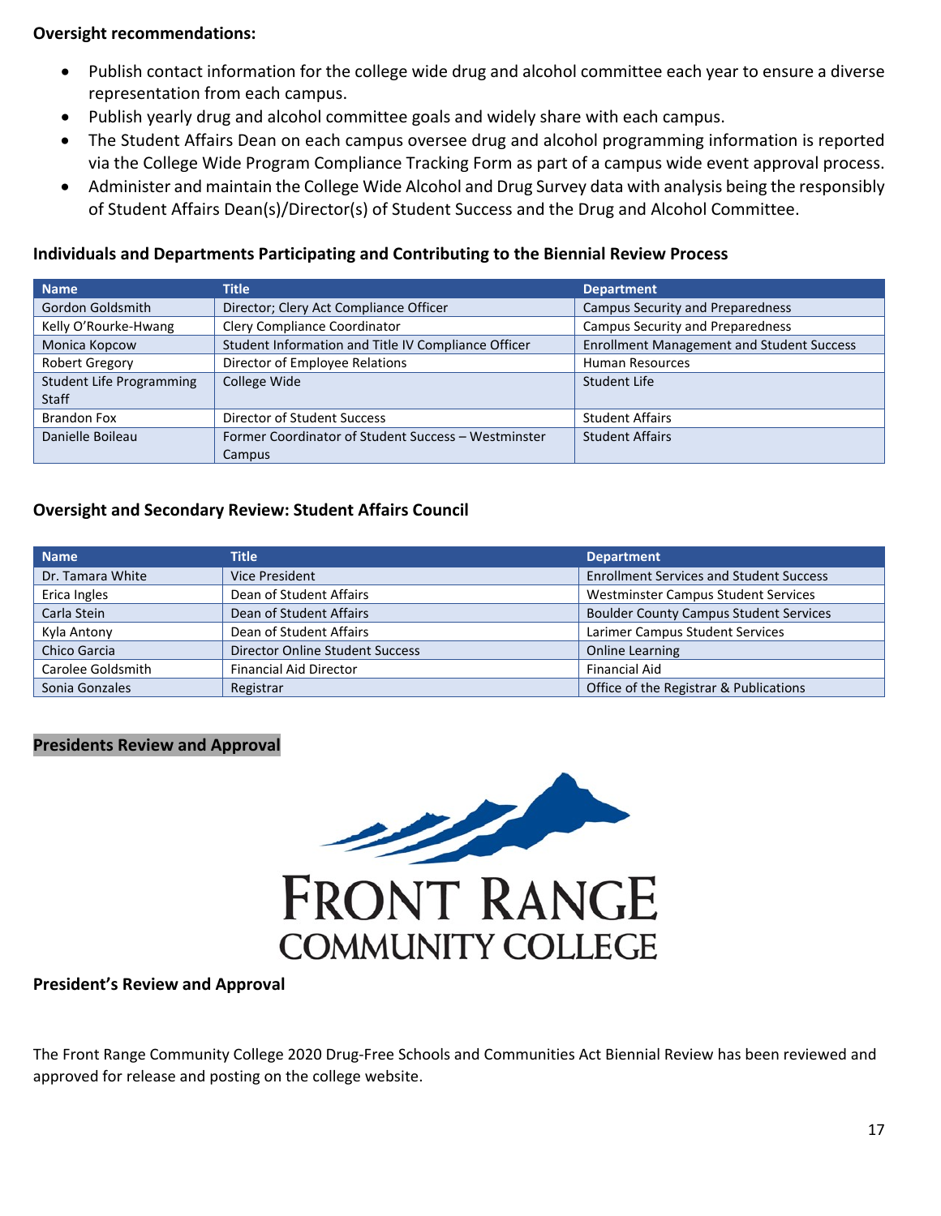**Oversight recommendations:**

- Publish contact information for the college wide drug and alcohol committee each year to ensure a diverse representation from each campus.
- Publish yearly drug and alcohol committee goals and widely share with each campus.
- The Student Affairs Dean on each campus oversee drug and alcohol programming information is reported via the College Wide Program Compliance Tracking Form as part of a campus wide event approval process.
- Administer and maintain the College Wide Alcohol and Drug Survey data with analysis being the responsibly of Student Affairs Dean(s)/Director(s) of Student Success and the Drug and Alcohol Committee.

**Individuals and Departments Participating and Contributing to the Biennial Review Process**

| Name | Title | Department |
|---|---|---|
| Gordon Goldsmith | Director; Clery Act Compliance Officer | Campus Security and Preparedness |
| Kelly O'Rourke-Hwang | Clery Compliance Coordinator | Campus Security and Preparedness |
| Monica Kopcow | Student Information and Title IV Compliance Officer | Enrollment Management and Student Success |
| Robert Gregory | Director of Employee Relations | Human Resources |
| Student Life Programming Staff | College Wide | Student Life |
| Brandon Fox | Director of Student Success | Student Affairs |
| Danielle Boileau | Former Coordinator of Student Success – Westminster Campus | Student Affairs |

**Oversight and Secondary Review: Student Affairs Council**

| Name | Title | Department |
|---|---|---|
| Dr. Tamara White | Vice President | Enrollment Services and Student Success |
| Erica Ingles | Dean of Student Affairs | Westminster Campus Student Services |
| Carla Stein | Dean of Student Affairs | Boulder County Campus Student Services |
| Kyla Antony | Dean of Student Affairs | Larimer Campus Student Services |
| Chico Garcia | Director Online Student Success | Online Learning |
| Carolee Goldsmith | Financial Aid Director | Financial Aid |
| Sonia Gonzales | Registrar | Office of the Registrar & Publications |

**Presidents Review and Approval**

FRONT RANGE COMMUNITY COLLEGE

**President's Review and Approval**

The Front Range Community College 2020 Drug-Free Schools and Communities Act Biennial Review has been reviewed and approved for release and posting on the college website.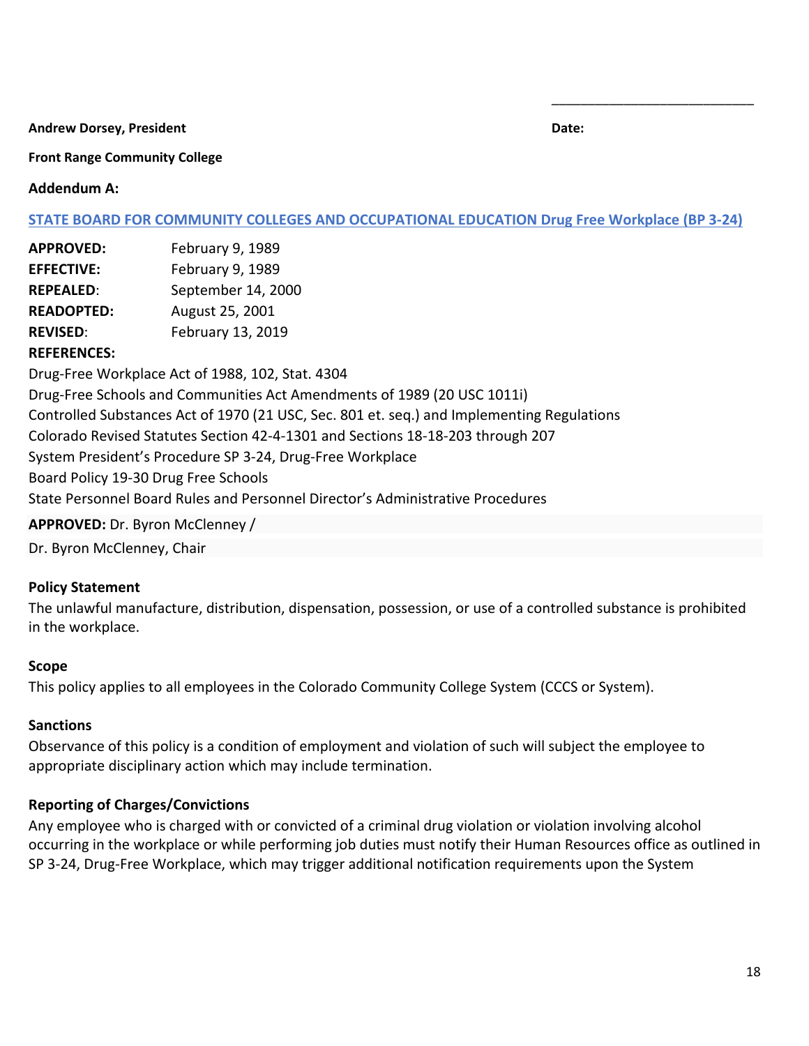____________________________

**Andrew Dorsey, President** **Date:**

**Front Range Community College**

**Addendum A:**

**STATE BOARD FOR COMMUNITY COLLEGES AND OCCUPATIONAL EDUCATION Drug Free Workplace (BP 3-24)**

| | |
|---|---|
| **APPROVED:** | February 9, 1989 |
| **EFFECTIVE:** | February 9, 1989 |
| **REPEALED**: | September 14, 2000 |
| **READOPTED:** | August 25, 2001 |
| **REVISED**: | February 13, 2019 |

**REFERENCES:**

Drug-Free Workplace Act of 1988, 102, Stat. 4304
Drug-Free Schools and Communities Act Amendments of 1989 (20 USC 1011i)
Controlled Substances Act of 1970 (21 USC, Sec. 801 et. seq.) and Implementing Regulations
Colorado Revised Statutes Section 42-4-1301 and Sections 18-18-203 through 207
System President's Procedure SP 3-24, Drug-Free Workplace
Board Policy 19-30 Drug Free Schools
State Personnel Board Rules and Personnel Director's Administrative Procedures

**APPROVED:** Dr. Byron McClenney /
Dr. Byron McClenney, Chair

**Policy Statement**

The unlawful manufacture, distribution, dispensation, possession, or use of a controlled substance is prohibited in the workplace.

**Scope**

This policy applies to all employees in the Colorado Community College System (CCCS or System).

**Sanctions**

Observance of this policy is a condition of employment and violation of such will subject the employee to appropriate disciplinary action which may include termination.

**Reporting of Charges/Convictions**

Any employee who is charged with or convicted of a criminal drug violation or violation involving alcohol occurring in the workplace or while performing job duties must notify their Human Resources office as outlined in SP 3-24, Drug-Free Workplace, which may trigger additional notification requirements upon the System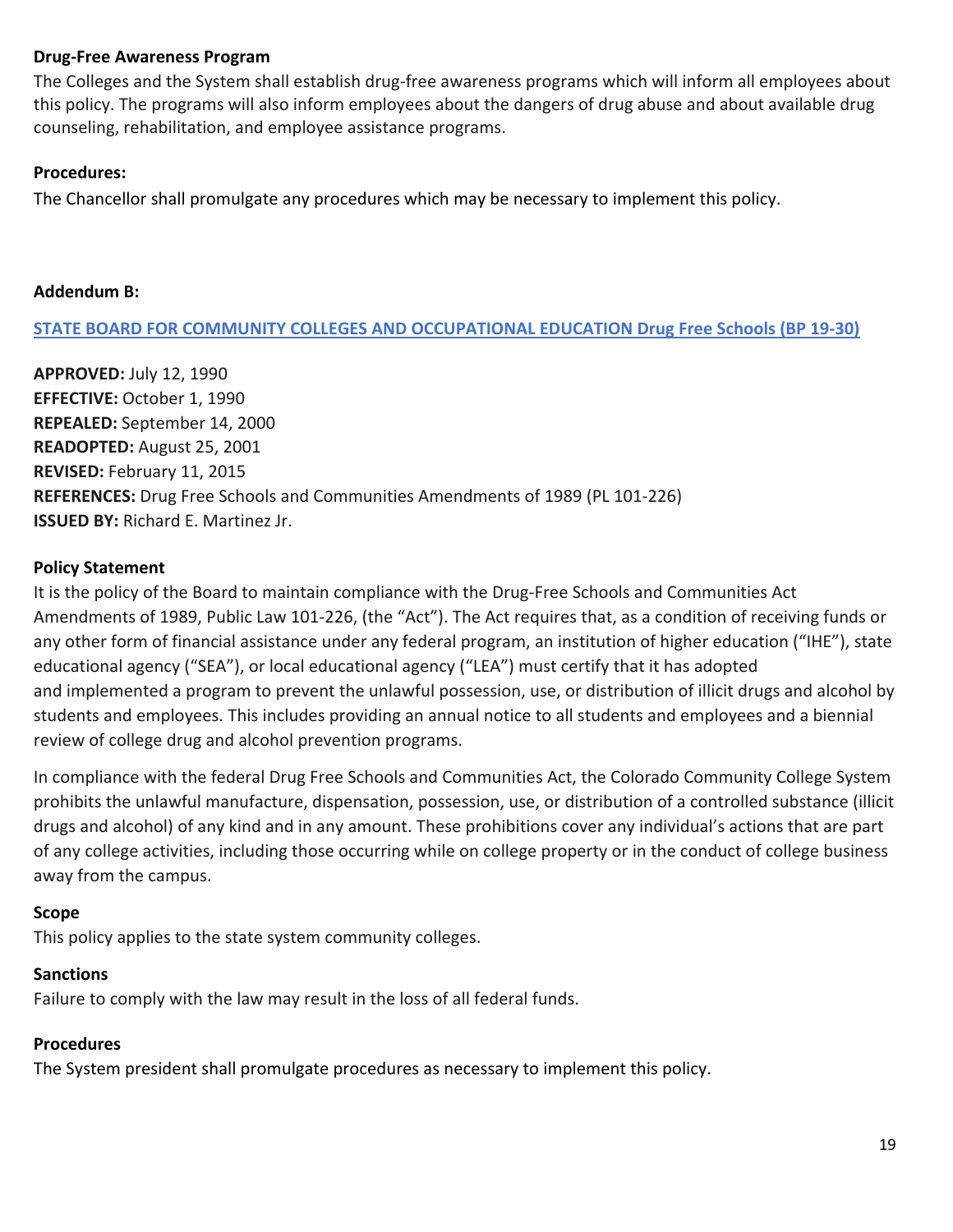**Drug-Free Awareness Program**

The Colleges and the System shall establish drug-free awareness programs which will inform all employees about this policy. The programs will also inform employees about the dangers of drug abuse and about available drug counseling, rehabilitation, and employee assistance programs.

**Procedures:**

The Chancellor shall promulgate any procedures which may be necessary to implement this policy.

**Addendum B:**

[STATE BOARD FOR COMMUNITY COLLEGES AND OCCUPATIONAL EDUCATION Drug Free Schools (BP 19-30)]

**APPROVED:** July 12, 1990
**EFFECTIVE:** October 1, 1990
**REPEALED:** September 14, 2000
**READOPTED:** August 25, 2001
**REVISED:** February 11, 2015
**REFERENCES:** Drug Free Schools and Communities Amendments of 1989 (PL 101-226)
**ISSUED BY:** Richard E. Martinez Jr.

**Policy Statement**

It is the policy of the Board to maintain compliance with the Drug-Free Schools and Communities Act Amendments of 1989, Public Law 101-226, (the "Act"). The Act requires that, as a condition of receiving funds or any other form of financial assistance under any federal program, an institution of higher education ("IHE"), state educational agency ("SEA"), or local educational agency ("LEA") must certify that it has adopted and implemented a program to prevent the unlawful possession, use, or distribution of illicit drugs and alcohol by students and employees. This includes providing an annual notice to all students and employees and a biennial review of college drug and alcohol prevention programs.

In compliance with the federal Drug Free Schools and Communities Act, the Colorado Community College System prohibits the unlawful manufacture, dispensation, possession, use, or distribution of a controlled substance (illicit drugs and alcohol) of any kind and in any amount. These prohibitions cover any individual's actions that are part of any college activities, including those occurring while on college property or in the conduct of college business away from the campus.

**Scope**

This policy applies to the state system community colleges.

**Sanctions**

Failure to comply with the law may result in the loss of all federal funds.

**Procedures**

The System president shall promulgate procedures as necessary to implement this policy.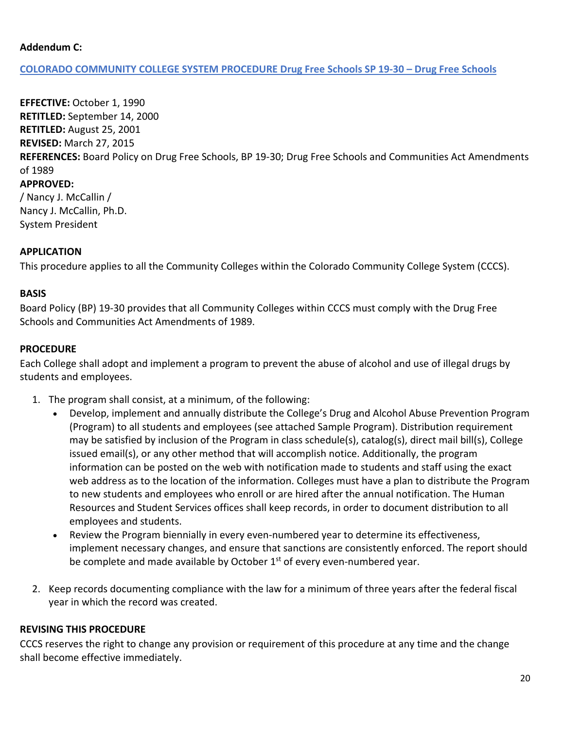**Addendum C:**

[COLORADO COMMUNITY COLLEGE SYSTEM PROCEDURE Drug Free Schools SP 19-30 – Drug Free Schools]

**EFFECTIVE:** October 1, 1990
**RETITLED:** September 14, 2000
**RETITLED:** August 25, 2001
**REVISED:** March 27, 2015
**REFERENCES:** Board Policy on Drug Free Schools, BP 19-30; Drug Free Schools and Communities Act Amendments of 1989
**APPROVED:**
/ Nancy J. McCallin /
Nancy J. McCallin, Ph.D.
System President

**APPLICATION**

This procedure applies to all the Community Colleges within the Colorado Community College System (CCCS).

**BASIS**

Board Policy (BP) 19-30 provides that all Community Colleges within CCCS must comply with the Drug Free Schools and Communities Act Amendments of 1989.

**PROCEDURE**

Each College shall adopt and implement a program to prevent the abuse of alcohol and use of illegal drugs by students and employees.

1. The program shall consist, at a minimum, of the following:
   - Develop, implement and annually distribute the College's Drug and Alcohol Abuse Prevention Program (Program) to all students and employees (see attached Sample Program). Distribution requirement may be satisfied by inclusion of the Program in class schedule(s), catalog(s), direct mail bill(s), College issued email(s), or any other method that will accomplish notice. Additionally, the program information can be posted on the web with notification made to students and staff using the exact web address as to the location of the information. Colleges must have a plan to distribute the Program to new students and employees who enroll or are hired after the annual notification. The Human Resources and Student Services offices shall keep records, in order to document distribution to all employees and students.
   - Review the Program biennially in every even-numbered year to determine its effectiveness, implement necessary changes, and ensure that sanctions are consistently enforced. The report should be complete and made available by October 1st of every even-numbered year.

2. Keep records documenting compliance with the law for a minimum of three years after the federal fiscal year in which the record was created.

**REVISING THIS PROCEDURE**

CCCS reserves the right to change any provision or requirement of this procedure at any time and the change shall become effective immediately.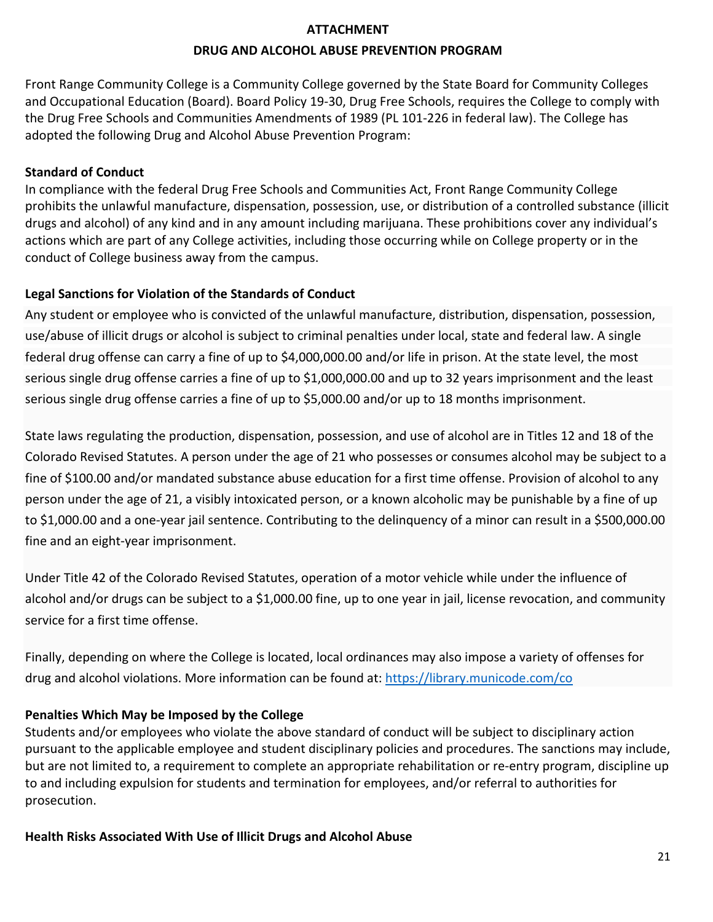**ATTACHMENT**

**DRUG AND ALCOHOL ABUSE PREVENTION PROGRAM**

Front Range Community College is a Community College governed by the State Board for Community Colleges and Occupational Education (Board). Board Policy 19-30, Drug Free Schools, requires the College to comply with the Drug Free Schools and Communities Amendments of 1989 (PL 101-226 in federal law). The College has adopted the following Drug and Alcohol Abuse Prevention Program:

**Standard of Conduct**

In compliance with the federal Drug Free Schools and Communities Act, Front Range Community College prohibits the unlawful manufacture, dispensation, possession, use, or distribution of a controlled substance (illicit drugs and alcohol) of any kind and in any amount including marijuana. These prohibitions cover any individual's actions which are part of any College activities, including those occurring while on College property or in the conduct of College business away from the campus.

**Legal Sanctions for Violation of the Standards of Conduct**

Any student or employee who is convicted of the unlawful manufacture, distribution, dispensation, possession, use/abuse of illicit drugs or alcohol is subject to criminal penalties under local, state and federal law. A single federal drug offense can carry a fine of up to $4,000,000.00 and/or life in prison. At the state level, the most serious single drug offense carries a fine of up to $1,000,000.00 and up to 32 years imprisonment and the least serious single drug offense carries a fine of up to $5,000.00 and/or up to 18 months imprisonment.

State laws regulating the production, dispensation, possession, and use of alcohol are in Titles 12 and 18 of the Colorado Revised Statutes. A person under the age of 21 who possesses or consumes alcohol may be subject to a fine of $100.00 and/or mandated substance abuse education for a first time offense. Provision of alcohol to any person under the age of 21, a visibly intoxicated person, or a known alcoholic may be punishable by a fine of up to $1,000.00 and a one-year jail sentence. Contributing to the delinquency of a minor can result in a $500,000.00 fine and an eight-year imprisonment.

Under Title 42 of the Colorado Revised Statutes, operation of a motor vehicle while under the influence of alcohol and/or drugs can be subject to a $1,000.00 fine, up to one year in jail, license revocation, and community service for a first time offense.

Finally, depending on where the College is located, local ordinances may also impose a variety of offenses for drug and alcohol violations. More information can be found at: https://library.municode.com/co

**Penalties Which May be Imposed by the College**

Students and/or employees who violate the above standard of conduct will be subject to disciplinary action pursuant to the applicable employee and student disciplinary policies and procedures. The sanctions may include, but are not limited to, a requirement to complete an appropriate rehabilitation or re-entry program, discipline up to and including expulsion for students and termination for employees, and/or referral to authorities for prosecution.

**Health Risks Associated With Use of Illicit Drugs and Alcohol Abuse**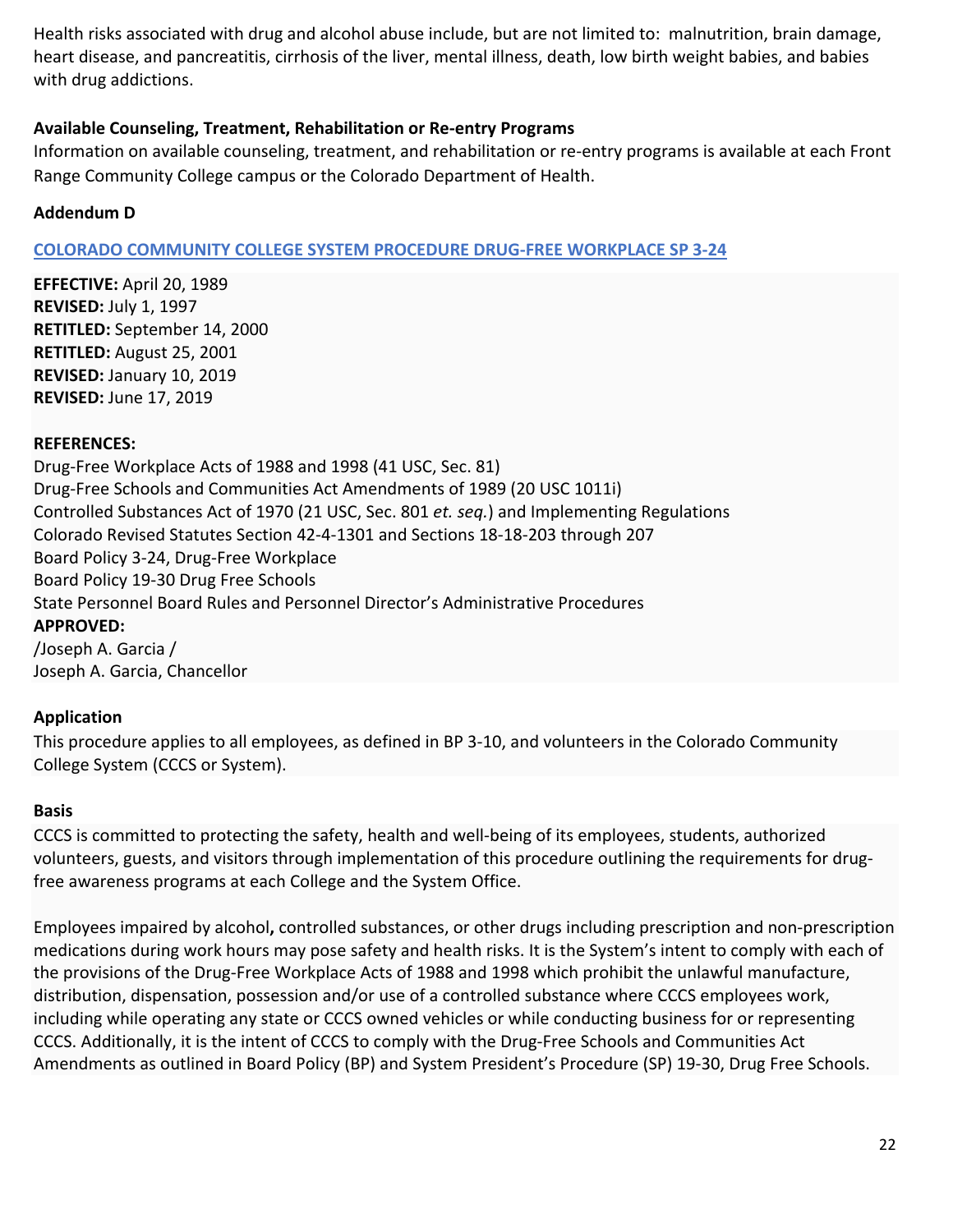Health risks associated with drug and alcohol abuse include, but are not limited to:  malnutrition, brain damage, heart disease, and pancreatitis, cirrhosis of the liver, mental illness, death, low birth weight babies, and babies with drug addictions.

**Available Counseling, Treatment, Rehabilitation or Re-entry Programs**

Information on available counseling, treatment, and rehabilitation or re-entry programs is available at each Front Range Community College campus or the Colorado Department of Health.

**Addendum D**

**COLORADO COMMUNITY COLLEGE SYSTEM PROCEDURE DRUG-FREE WORKPLACE SP 3-24**

**EFFECTIVE:** April 20, 1989
**REVISED:** July 1, 1997
**RETITLED:** September 14, 2000
**RETITLED:** August 25, 2001
**REVISED:** January 10, 2019
**REVISED:** June 17, 2019

**REFERENCES:**
Drug-Free Workplace Acts of 1988 and 1998 (41 USC, Sec. 81)
Drug-Free Schools and Communities Act Amendments of 1989 (20 USC 1011i)
Controlled Substances Act of 1970 (21 USC, Sec. 801 *et. seq.*) and Implementing Regulations
Colorado Revised Statutes Section 42-4-1301 and Sections 18-18-203 through 207
Board Policy 3-24, Drug-Free Workplace
Board Policy 19-30 Drug Free Schools
State Personnel Board Rules and Personnel Director's Administrative Procedures
**APPROVED:**
/Joseph A. Garcia /
Joseph A. Garcia, Chancellor

**Application**

This procedure applies to all employees, as defined in BP 3-10, and volunteers in the Colorado Community College System (CCCS or System).

**Basis**

CCCS is committed to protecting the safety, health and well-being of its employees, students, authorized volunteers, guests, and visitors through implementation of this procedure outlining the requirements for drug-free awareness programs at each College and the System Office.

Employees impaired by alcohol**,** controlled substances, or other drugs including prescription and non-prescription medications during work hours may pose safety and health risks. It is the System's intent to comply with each of the provisions of the Drug-Free Workplace Acts of 1988 and 1998 which prohibit the unlawful manufacture, distribution, dispensation, possession and/or use of a controlled substance where CCCS employees work, including while operating any state or CCCS owned vehicles or while conducting business for or representing CCCS. Additionally, it is the intent of CCCS to comply with the Drug-Free Schools and Communities Act Amendments as outlined in Board Policy (BP) and System President's Procedure (SP) 19-30, Drug Free Schools.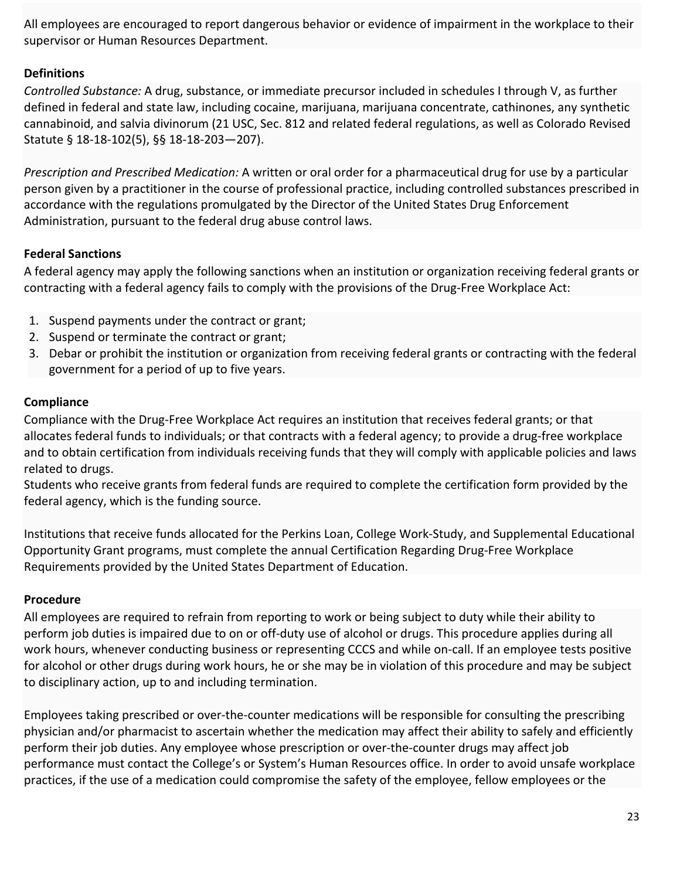All employees are encouraged to report dangerous behavior or evidence of impairment in the workplace to their supervisor or Human Resources Department.

**Definitions**

*Controlled Substance:* A drug, substance, or immediate precursor included in schedules I through V, as further defined in federal and state law, including cocaine, marijuana, marijuana concentrate, cathinones, any synthetic cannabinoid, and salvia divinorum (21 USC, Sec. 812 and related federal regulations, as well as Colorado Revised Statute § 18-18-102(5), §§ 18-18-203—207).

*Prescription and Prescribed Medication:* A written or oral order for a pharmaceutical drug for use by a particular person given by a practitioner in the course of professional practice, including controlled substances prescribed in accordance with the regulations promulgated by the Director of the United States Drug Enforcement Administration, pursuant to the federal drug abuse control laws.

**Federal Sanctions**

A federal agency may apply the following sanctions when an institution or organization receiving federal grants or contracting with a federal agency fails to comply with the provisions of the Drug-Free Workplace Act:

1. Suspend payments under the contract or grant;
2. Suspend or terminate the contract or grant;
3. Debar or prohibit the institution or organization from receiving federal grants or contracting with the federal government for a period of up to five years.

**Compliance**

Compliance with the Drug-Free Workplace Act requires an institution that receives federal grants; or that allocates federal funds to individuals; or that contracts with a federal agency; to provide a drug-free workplace and to obtain certification from individuals receiving funds that they will comply with applicable policies and laws related to drugs.
Students who receive grants from federal funds are required to complete the certification form provided by the federal agency, which is the funding source.

Institutions that receive funds allocated for the Perkins Loan, College Work-Study, and Supplemental Educational Opportunity Grant programs, must complete the annual Certification Regarding Drug-Free Workplace Requirements provided by the United States Department of Education.

**Procedure**

All employees are required to refrain from reporting to work or being subject to duty while their ability to perform job duties is impaired due to on or off-duty use of alcohol or drugs. This procedure applies during all work hours, whenever conducting business or representing CCCS and while on-call. If an employee tests positive for alcohol or other drugs during work hours, he or she may be in violation of this procedure and may be subject to disciplinary action, up to and including termination.

Employees taking prescribed or over-the-counter medications will be responsible for consulting the prescribing physician and/or pharmacist to ascertain whether the medication may affect their ability to safely and efficiently perform their job duties. Any employee whose prescription or over-the-counter drugs may affect job performance must contact the College's or System's Human Resources office. In order to avoid unsafe workplace practices, if the use of a medication could compromise the safety of the employee, fellow employees or the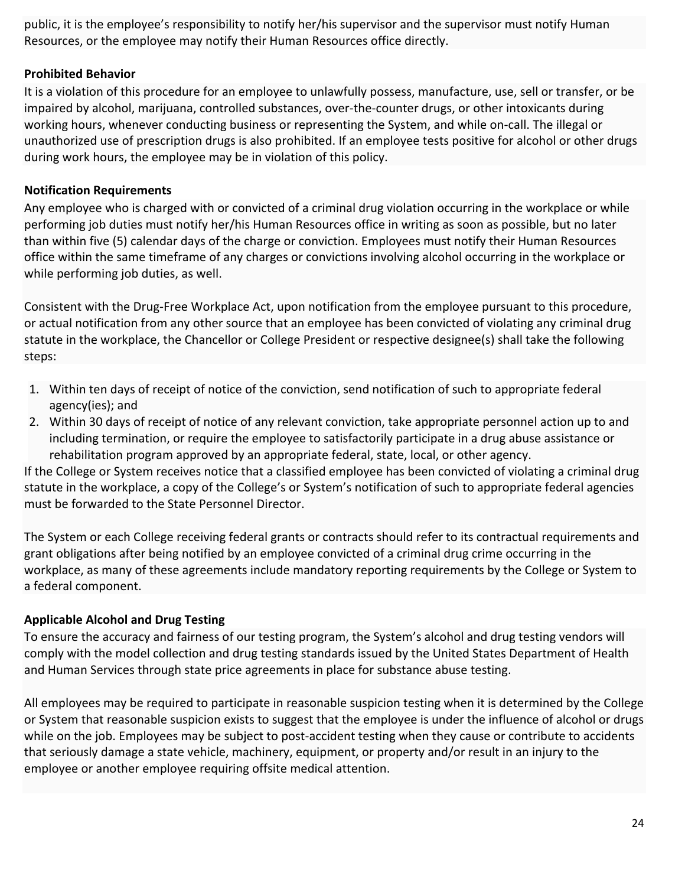public, it is the employee's responsibility to notify her/his supervisor and the supervisor must notify Human Resources, or the employee may notify their Human Resources office directly.

**Prohibited Behavior**

It is a violation of this procedure for an employee to unlawfully possess, manufacture, use, sell or transfer, or be impaired by alcohol, marijuana, controlled substances, over-the-counter drugs, or other intoxicants during working hours, whenever conducting business or representing the System, and while on-call. The illegal or unauthorized use of prescription drugs is also prohibited. If an employee tests positive for alcohol or other drugs during work hours, the employee may be in violation of this policy.

**Notification Requirements**

Any employee who is charged with or convicted of a criminal drug violation occurring in the workplace or while performing job duties must notify her/his Human Resources office in writing as soon as possible, but no later than within five (5) calendar days of the charge or conviction. Employees must notify their Human Resources office within the same timeframe of any charges or convictions involving alcohol occurring in the workplace or while performing job duties, as well.

Consistent with the Drug-Free Workplace Act, upon notification from the employee pursuant to this procedure, or actual notification from any other source that an employee has been convicted of violating any criminal drug statute in the workplace, the Chancellor or College President or respective designee(s) shall take the following steps:

1. Within ten days of receipt of notice of the conviction, send notification of such to appropriate federal agency(ies); and
2. Within 30 days of receipt of notice of any relevant conviction, take appropriate personnel action up to and including termination, or require the employee to satisfactorily participate in a drug abuse assistance or rehabilitation program approved by an appropriate federal, state, local, or other agency.

If the College or System receives notice that a classified employee has been convicted of violating a criminal drug statute in the workplace, a copy of the College's or System's notification of such to appropriate federal agencies must be forwarded to the State Personnel Director.

The System or each College receiving federal grants or contracts should refer to its contractual requirements and grant obligations after being notified by an employee convicted of a criminal drug crime occurring in the workplace, as many of these agreements include mandatory reporting requirements by the College or System to a federal component.

**Applicable Alcohol and Drug Testing**

To ensure the accuracy and fairness of our testing program, the System's alcohol and drug testing vendors will comply with the model collection and drug testing standards issued by the United States Department of Health and Human Services through state price agreements in place for substance abuse testing.

All employees may be required to participate in reasonable suspicion testing when it is determined by the College or System that reasonable suspicion exists to suggest that the employee is under the influence of alcohol or drugs while on the job. Employees may be subject to post-accident testing when they cause or contribute to accidents that seriously damage a state vehicle, machinery, equipment, or property and/or result in an injury to the employee or another employee requiring offsite medical attention.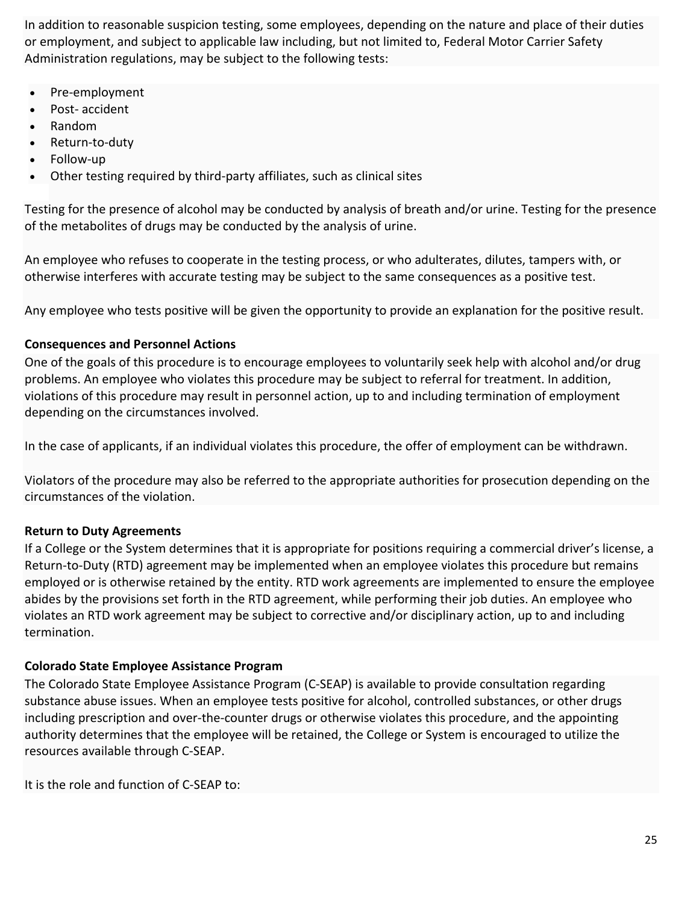In addition to reasonable suspicion testing, some employees, depending on the nature and place of their duties or employment, and subject to applicable law including, but not limited to, Federal Motor Carrier Safety Administration regulations, may be subject to the following tests:

- Pre-employment
- Post- accident
- Random
- Return-to-duty
- Follow-up
- Other testing required by third-party affiliates, such as clinical sites

Testing for the presence of alcohol may be conducted by analysis of breath and/or urine. Testing for the presence of the metabolites of drugs may be conducted by the analysis of urine.

An employee who refuses to cooperate in the testing process, or who adulterates, dilutes, tampers with, or otherwise interferes with accurate testing may be subject to the same consequences as a positive test.

Any employee who tests positive will be given the opportunity to provide an explanation for the positive result.

**Consequences and Personnel Actions**

One of the goals of this procedure is to encourage employees to voluntarily seek help with alcohol and/or drug problems. An employee who violates this procedure may be subject to referral for treatment. In addition, violations of this procedure may result in personnel action, up to and including termination of employment depending on the circumstances involved.

In the case of applicants, if an individual violates this procedure, the offer of employment can be withdrawn.

Violators of the procedure may also be referred to the appropriate authorities for prosecution depending on the circumstances of the violation.

**Return to Duty Agreements**

If a College or the System determines that it is appropriate for positions requiring a commercial driver's license, a Return-to-Duty (RTD) agreement may be implemented when an employee violates this procedure but remains employed or is otherwise retained by the entity. RTD work agreements are implemented to ensure the employee abides by the provisions set forth in the RTD agreement, while performing their job duties. An employee who violates an RTD work agreement may be subject to corrective and/or disciplinary action, up to and including termination.

**Colorado State Employee Assistance Program**

The Colorado State Employee Assistance Program (C-SEAP) is available to provide consultation regarding substance abuse issues. When an employee tests positive for alcohol, controlled substances, or other drugs including prescription and over-the-counter drugs or otherwise violates this procedure, and the appointing authority determines that the employee will be retained, the College or System is encouraged to utilize the resources available through C-SEAP.

It is the role and function of C-SEAP to: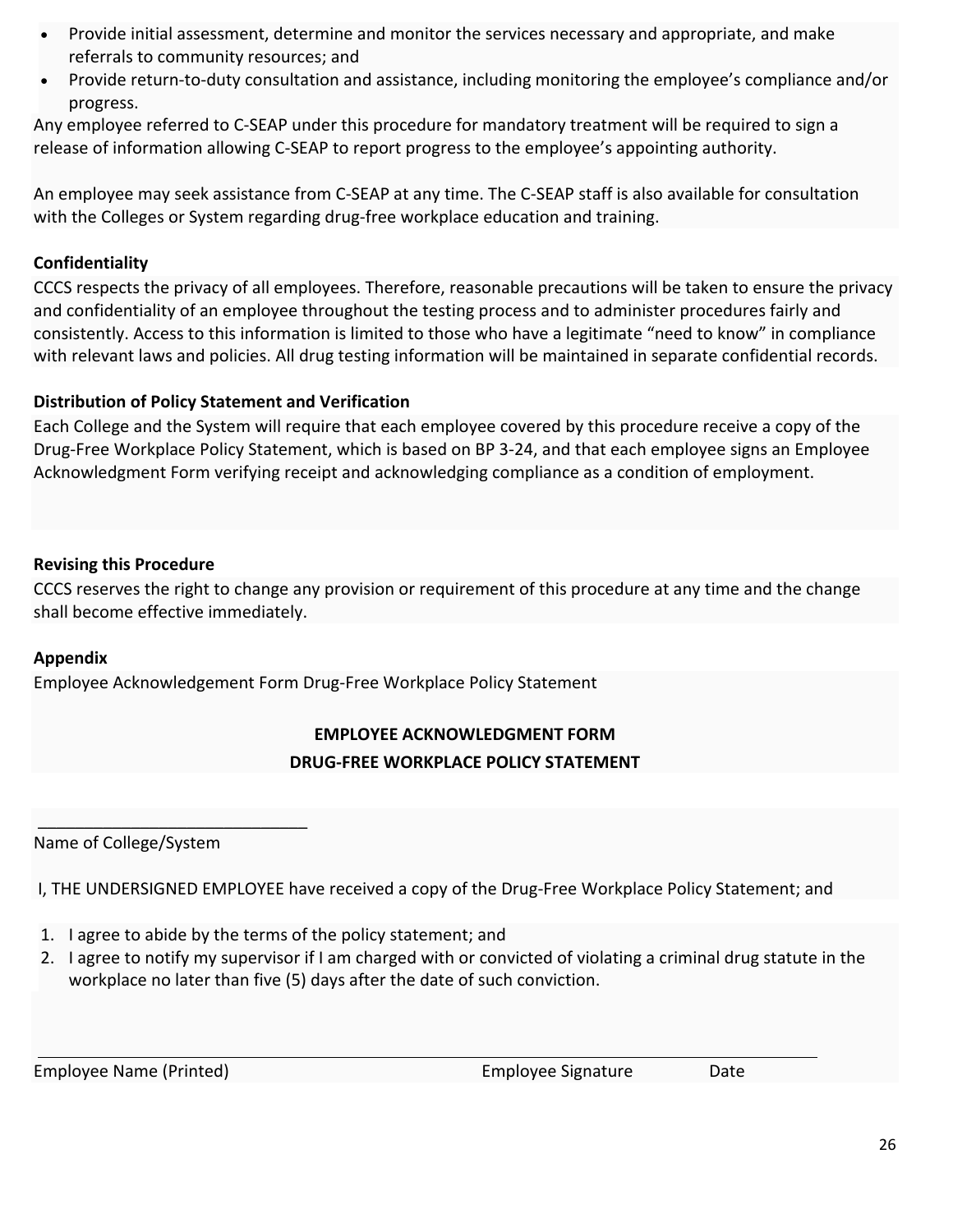- Provide initial assessment, determine and monitor the services necessary and appropriate, and make referrals to community resources; and
- Provide return-to-duty consultation and assistance, including monitoring the employee's compliance and/or progress.

Any employee referred to C-SEAP under this procedure for mandatory treatment will be required to sign a release of information allowing C-SEAP to report progress to the employee's appointing authority.

An employee may seek assistance from C-SEAP at any time. The C-SEAP staff is also available for consultation with the Colleges or System regarding drug-free workplace education and training.

**Confidentiality**

CCCS respects the privacy of all employees. Therefore, reasonable precautions will be taken to ensure the privacy and confidentiality of an employee throughout the testing process and to administer procedures fairly and consistently. Access to this information is limited to those who have a legitimate "need to know" in compliance with relevant laws and policies. All drug testing information will be maintained in separate confidential records.

**Distribution of Policy Statement and Verification**

Each College and the System will require that each employee covered by this procedure receive a copy of the Drug-Free Workplace Policy Statement, which is based on BP 3-24, and that each employee signs an Employee Acknowledgment Form verifying receipt and acknowledging compliance as a condition of employment.

**Revising this Procedure**

CCCS reserves the right to change any provision or requirement of this procedure at any time and the change shall become effective immediately.

**Appendix**

Employee Acknowledgement Form Drug-Free Workplace Policy Statement

**EMPLOYEE ACKNOWLEDGMENT FORM**

**DRUG-FREE WORKPLACE POLICY STATEMENT**

______________________________

Name of College/System

I, THE UNDERSIGNED EMPLOYEE have received a copy of the Drug-Free Workplace Policy Statement; and

1. I agree to abide by the terms of the policy statement; and
2. I agree to notify my supervisor if I am charged with or convicted of violating a criminal drug statute in the workplace no later than five (5) days after the date of such conviction.

______________________________________________________________________________

Employee Name (Printed)   Employee Signature   Date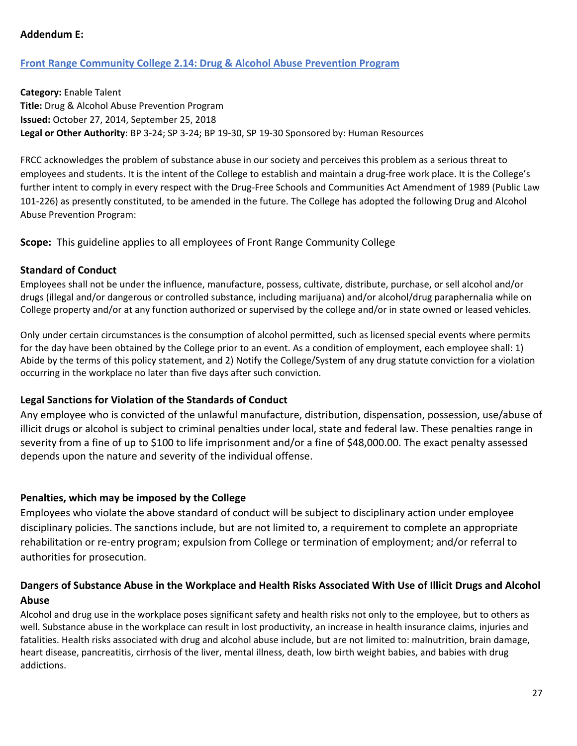**Addendum E:**

## [Front Range Community College 2.14: Drug & Alcohol Abuse Prevention Program]

**Category:** Enable Talent
**Title:** Drug & Alcohol Abuse Prevention Program
**Issued:** October 27, 2014, September 25, 2018
**Legal or Other Authority**: BP 3-24; SP 3-24; BP 19-30, SP 19-30 Sponsored by: Human Resources

FRCC acknowledges the problem of substance abuse in our society and perceives this problem as a serious threat to employees and students. It is the intent of the College to establish and maintain a drug-free work place. It is the College's further intent to comply in every respect with the Drug-Free Schools and Communities Act Amendment of 1989 (Public Law 101-226) as presently constituted, to be amended in the future. The College has adopted the following Drug and Alcohol Abuse Prevention Program:

**Scope:** This guideline applies to all employees of Front Range Community College

### Standard of Conduct

Employees shall not be under the influence, manufacture, possess, cultivate, distribute, purchase, or sell alcohol and/or drugs (illegal and/or dangerous or controlled substance, including marijuana) and/or alcohol/drug paraphernalia while on College property and/or at any function authorized or supervised by the college and/or in state owned or leased vehicles.

Only under certain circumstances is the consumption of alcohol permitted, such as licensed special events where permits for the day have been obtained by the College prior to an event. As a condition of employment, each employee shall: 1) Abide by the terms of this policy statement, and 2) Notify the College/System of any drug statute conviction for a violation occurring in the workplace no later than five days after such conviction.

### Legal Sanctions for Violation of the Standards of Conduct

Any employee who is convicted of the unlawful manufacture, distribution, dispensation, possession, use/abuse of illicit drugs or alcohol is subject to criminal penalties under local, state and federal law. These penalties range in severity from a fine of up to $100 to life imprisonment and/or a fine of $48,000.00. The exact penalty assessed depends upon the nature and severity of the individual offense.

### Penalties, which may be imposed by the College

Employees who violate the above standard of conduct will be subject to disciplinary action under employee disciplinary policies. The sanctions include, but are not limited to, a requirement to complete an appropriate rehabilitation or re-entry program; expulsion from College or termination of employment; and/or referral to authorities for prosecution.

### Dangers of Substance Abuse in the Workplace and Health Risks Associated With Use of Illicit Drugs and Alcohol Abuse

Alcohol and drug use in the workplace poses significant safety and health risks not only to the employee, but to others as well. Substance abuse in the workplace can result in lost productivity, an increase in health insurance claims, injuries and fatalities. Health risks associated with drug and alcohol abuse include, but are not limited to: malnutrition, brain damage, heart disease, pancreatitis, cirrhosis of the liver, mental illness, death, low birth weight babies, and babies with drug addictions.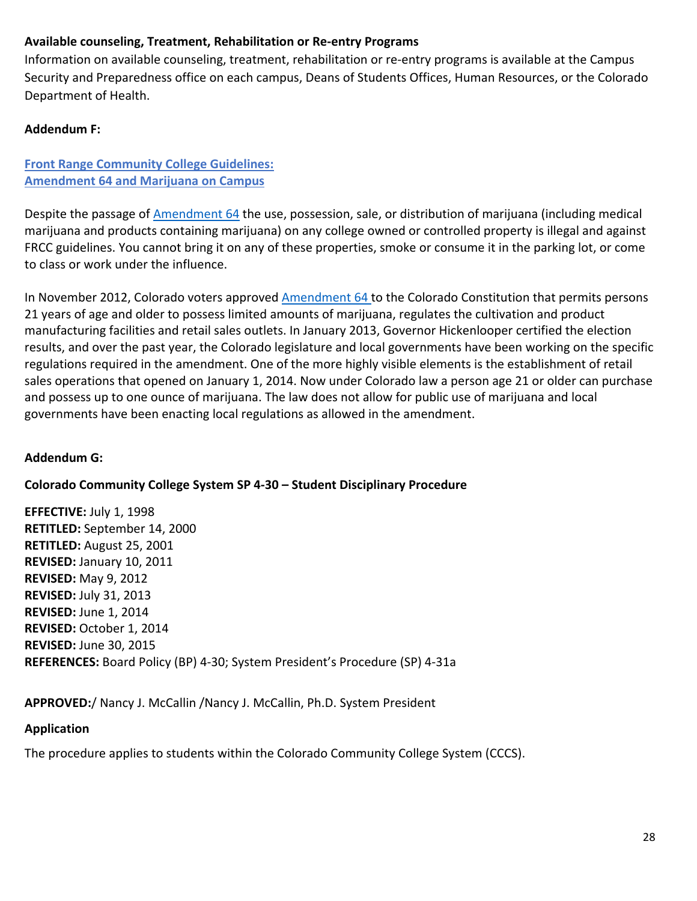**Available counseling, Treatment, Rehabilitation or Re-entry Programs**

Information on available counseling, treatment, rehabilitation or re-entry programs is available at the Campus Security and Preparedness office on each campus, Deans of Students Offices, Human Resources, or the Colorado Department of Health.

**Addendum F:**

**Front Range Community College Guidelines:
Amendment 64 and Marijuana on Campus**

Despite the passage of Amendment 64 the use, possession, sale, or distribution of marijuana (including medical marijuana and products containing marijuana) on any college owned or controlled property is illegal and against FRCC guidelines. You cannot bring it on any of these properties, smoke or consume it in the parking lot, or come to class or work under the influence.

In November 2012, Colorado voters approved Amendment 64 to the Colorado Constitution that permits persons 21 years of age and older to possess limited amounts of marijuana, regulates the cultivation and product manufacturing facilities and retail sales outlets. In January 2013, Governor Hickenlooper certified the election results, and over the past year, the Colorado legislature and local governments have been working on the specific regulations required in the amendment. One of the more highly visible elements is the establishment of retail sales operations that opened on January 1, 2014. Now under Colorado law a person age 21 or older can purchase and possess up to one ounce of marijuana. The law does not allow for public use of marijuana and local governments have been enacting local regulations as allowed in the amendment.

**Addendum G:**

**Colorado Community College System SP 4-30 – Student Disciplinary Procedure**

**EFFECTIVE:** July 1, 1998
**RETITLED:** September 14, 2000
**RETITLED:** August 25, 2001
**REVISED:** January 10, 2011
**REVISED:** May 9, 2012
**REVISED:** July 31, 2013
**REVISED:** June 1, 2014
**REVISED:** October 1, 2014
**REVISED:** June 30, 2015
**REFERENCES:** Board Policy (BP) 4-30; System President's Procedure (SP) 4-31a

**APPROVED:**/ Nancy J. McCallin /Nancy J. McCallin, Ph.D. System President

**Application**

The procedure applies to students within the Colorado Community College System (CCCS).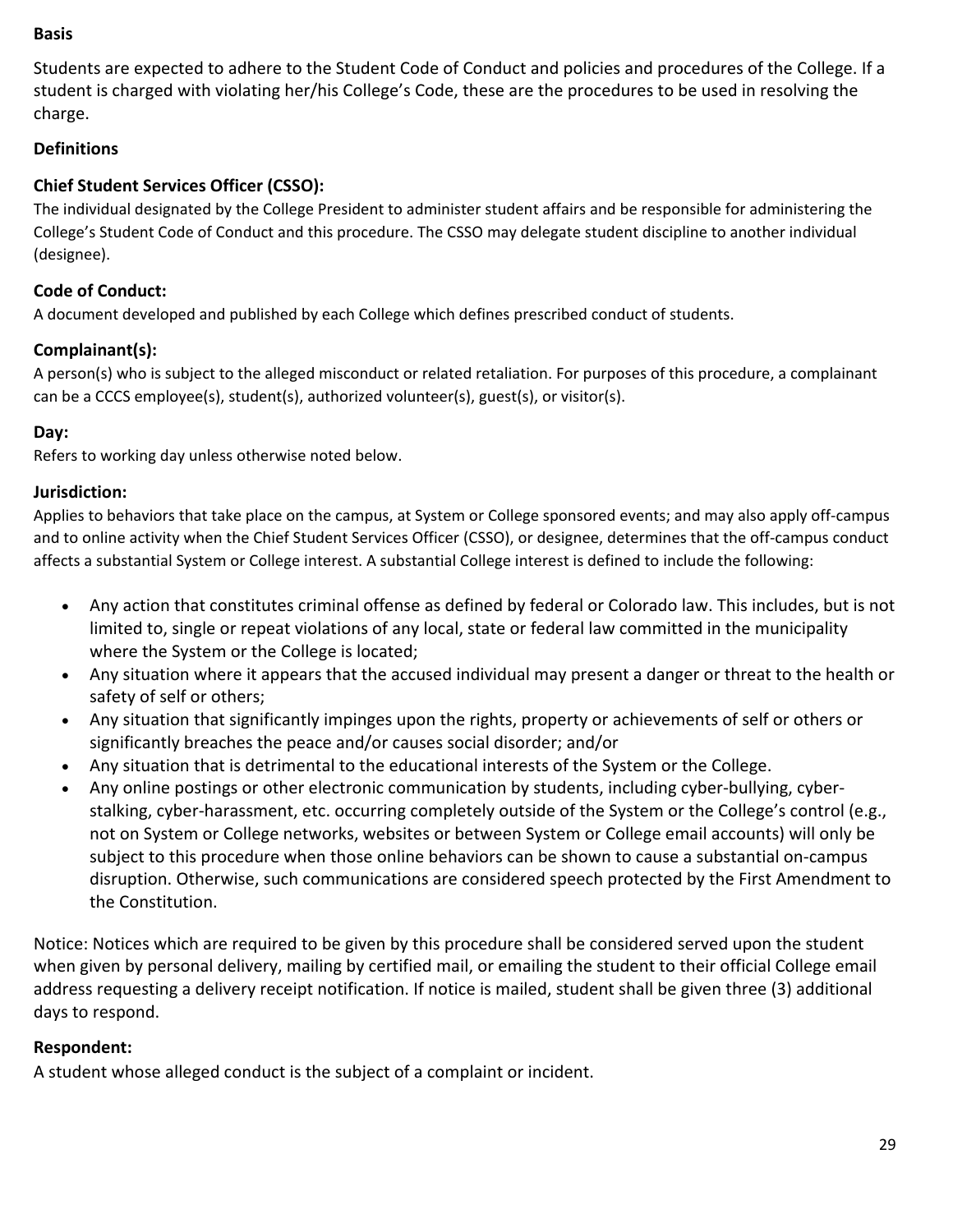**Basis**

Students are expected to adhere to the Student Code of Conduct and policies and procedures of the College. If a student is charged with violating her/his College's Code, these are the procedures to be used in resolving the charge.

**Definitions**

**Chief Student Services Officer (CSSO):**

The individual designated by the College President to administer student affairs and be responsible for administering the College's Student Code of Conduct and this procedure. The CSSO may delegate student discipline to another individual (designee).

**Code of Conduct:**

A document developed and published by each College which defines prescribed conduct of students.

**Complainant(s):**

A person(s) who is subject to the alleged misconduct or related retaliation. For purposes of this procedure, a complainant can be a CCCS employee(s), student(s), authorized volunteer(s), guest(s), or visitor(s).

**Day:**

Refers to working day unless otherwise noted below.

**Jurisdiction:**

Applies to behaviors that take place on the campus, at System or College sponsored events; and may also apply off-campus and to online activity when the Chief Student Services Officer (CSSO), or designee, determines that the off-campus conduct affects a substantial System or College interest. A substantial College interest is defined to include the following:

- Any action that constitutes criminal offense as defined by federal or Colorado law. This includes, but is not limited to, single or repeat violations of any local, state or federal law committed in the municipality where the System or the College is located;
- Any situation where it appears that the accused individual may present a danger or threat to the health or safety of self or others;
- Any situation that significantly impinges upon the rights, property or achievements of self or others or significantly breaches the peace and/or causes social disorder; and/or
- Any situation that is detrimental to the educational interests of the System or the College.
- Any online postings or other electronic communication by students, including cyber-bullying, cyber-stalking, cyber-harassment, etc. occurring completely outside of the System or the College's control (e.g., not on System or College networks, websites or between System or College email accounts) will only be subject to this procedure when those online behaviors can be shown to cause a substantial on-campus disruption. Otherwise, such communications are considered speech protected by the First Amendment to the Constitution.

Notice: Notices which are required to be given by this procedure shall be considered served upon the student when given by personal delivery, mailing by certified mail, or emailing the student to their official College email address requesting a delivery receipt notification. If notice is mailed, student shall be given three (3) additional days to respond.

**Respondent:**

A student whose alleged conduct is the subject of a complaint or incident.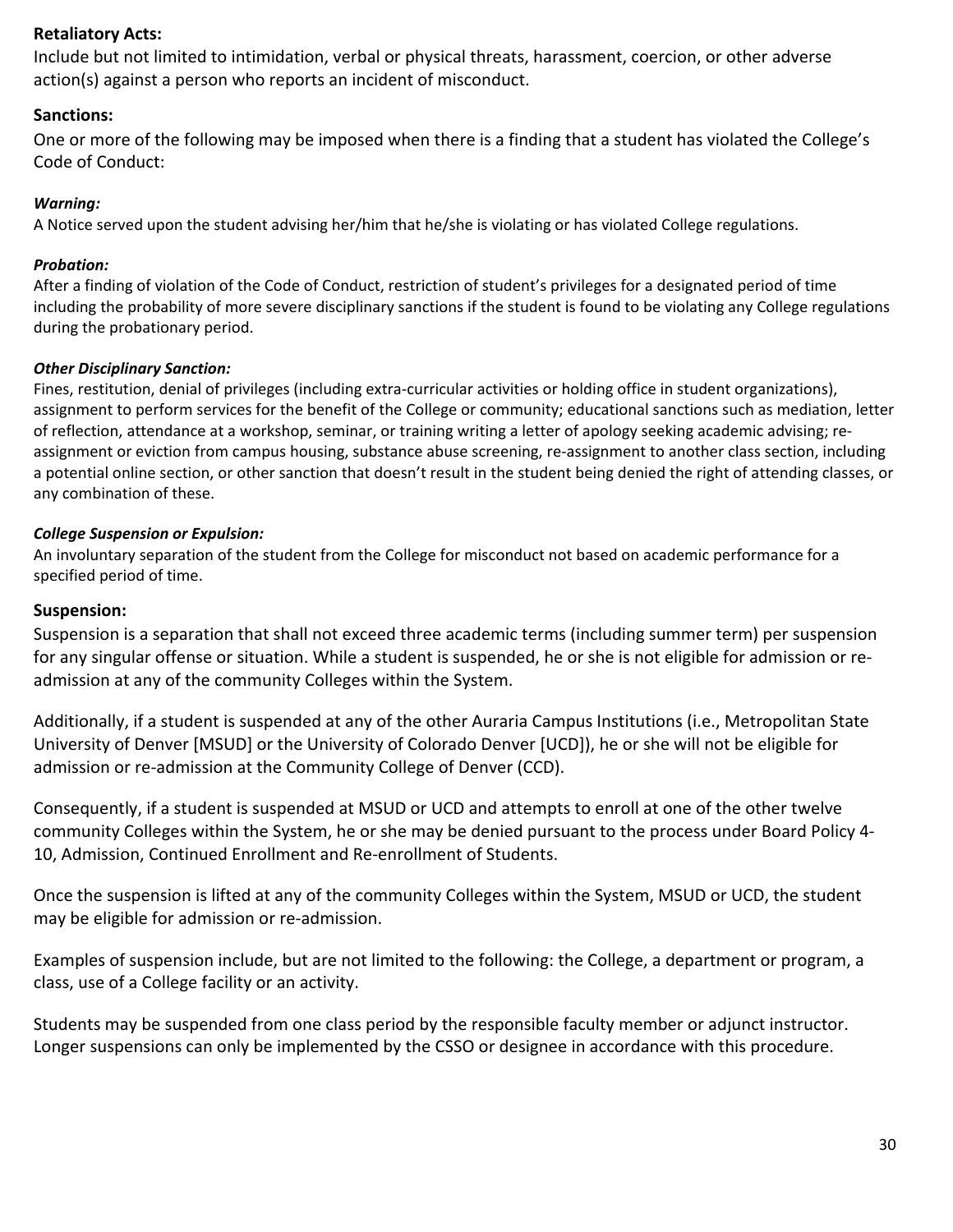**Retaliatory Acts:**
Include but not limited to intimidation, verbal or physical threats, harassment, coercion, or other adverse action(s) against a person who reports an incident of misconduct.

**Sanctions:**
One or more of the following may be imposed when there is a finding that a student has violated the College's Code of Conduct:

***Warning:***
A Notice served upon the student advising her/him that he/she is violating or has violated College regulations.

***Probation:***
After a finding of violation of the Code of Conduct, restriction of student's privileges for a designated period of time including the probability of more severe disciplinary sanctions if the student is found to be violating any College regulations during the probationary period.

***Other Disciplinary Sanction:***
Fines, restitution, denial of privileges (including extra-curricular activities or holding office in student organizations), assignment to perform services for the benefit of the College or community; educational sanctions such as mediation, letter of reflection, attendance at a workshop, seminar, or training writing a letter of apology seeking academic advising; re-assignment or eviction from campus housing, substance abuse screening, re-assignment to another class section, including a potential online section, or other sanction that doesn't result in the student being denied the right of attending classes, or any combination of these.

***College Suspension or Expulsion:***
An involuntary separation of the student from the College for misconduct not based on academic performance for a specified period of time.

**Suspension:**
Suspension is a separation that shall not exceed three academic terms (including summer term) per suspension for any singular offense or situation. While a student is suspended, he or she is not eligible for admission or re-admission at any of the community Colleges within the System.

Additionally, if a student is suspended at any of the other Auraria Campus Institutions (i.e., Metropolitan State University of Denver [MSUD] or the University of Colorado Denver [UCD]), he or she will not be eligible for admission or re-admission at the Community College of Denver (CCD).

Consequently, if a student is suspended at MSUD or UCD and attempts to enroll at one of the other twelve community Colleges within the System, he or she may be denied pursuant to the process under Board Policy 4-10, Admission, Continued Enrollment and Re-enrollment of Students.

Once the suspension is lifted at any of the community Colleges within the System, MSUD or UCD, the student may be eligible for admission or re-admission.

Examples of suspension include, but are not limited to the following: the College, a department or program, a class, use of a College facility or an activity.

Students may be suspended from one class period by the responsible faculty member or adjunct instructor. Longer suspensions can only be implemented by the CSSO or designee in accordance with this procedure.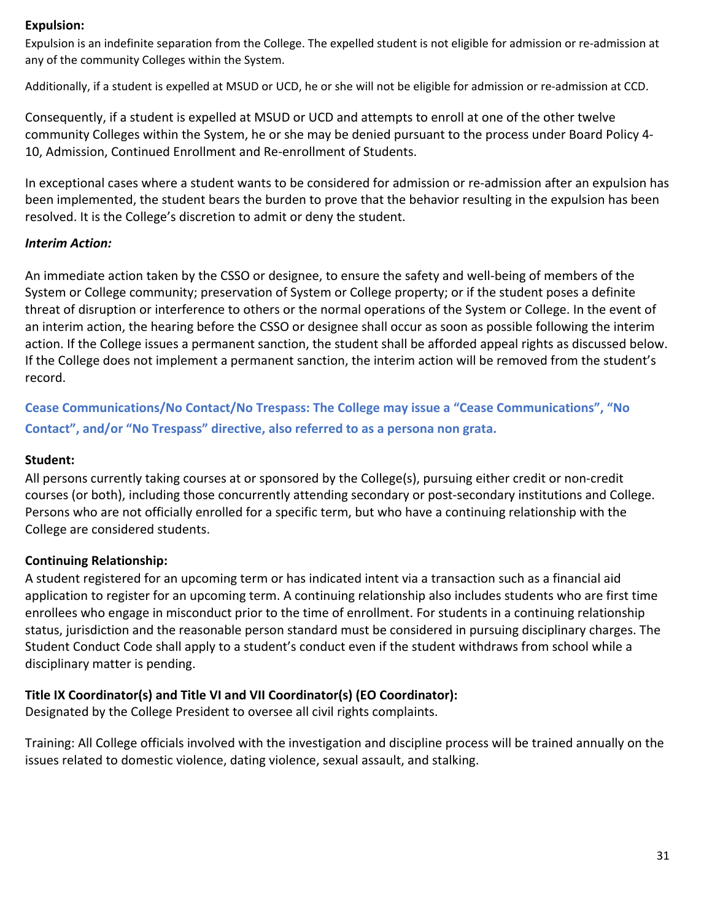**Expulsion:**

Expulsion is an indefinite separation from the College. The expelled student is not eligible for admission or re-admission at any of the community Colleges within the System.

Additionally, if a student is expelled at MSUD or UCD, he or she will not be eligible for admission or re-admission at CCD.

Consequently, if a student is expelled at MSUD or UCD and attempts to enroll at one of the other twelve community Colleges within the System, he or she may be denied pursuant to the process under Board Policy 4-10, Admission, Continued Enrollment and Re-enrollment of Students.

In exceptional cases where a student wants to be considered for admission or re-admission after an expulsion has been implemented, the student bears the burden to prove that the behavior resulting in the expulsion has been resolved. It is the College's discretion to admit or deny the student.

***Interim Action:***

An immediate action taken by the CSSO or designee, to ensure the safety and well-being of members of the System or College community; preservation of System or College property; or if the student poses a definite threat of disruption or interference to others or the normal operations of the System or College. In the event of an interim action, the hearing before the CSSO or designee shall occur as soon as possible following the interim action. If the College issues a permanent sanction, the student shall be afforded appeal rights as discussed below. If the College does not implement a permanent sanction, the interim action will be removed from the student's record.

**Cease Communications/No Contact/No Trespass: The College may issue a "Cease Communications", "No Contact", and/or "No Trespass" directive, also referred to as a persona non grata.**

**Student:**

All persons currently taking courses at or sponsored by the College(s), pursuing either credit or non-credit courses (or both), including those concurrently attending secondary or post-secondary institutions and College. Persons who are not officially enrolled for a specific term, but who have a continuing relationship with the College are considered students.

**Continuing Relationship:**

A student registered for an upcoming term or has indicated intent via a transaction such as a financial aid application to register for an upcoming term. A continuing relationship also includes students who are first time enrollees who engage in misconduct prior to the time of enrollment. For students in a continuing relationship status, jurisdiction and the reasonable person standard must be considered in pursuing disciplinary charges. The Student Conduct Code shall apply to a student's conduct even if the student withdraws from school while a disciplinary matter is pending.

**Title IX Coordinator(s) and Title VI and VII Coordinator(s) (EO Coordinator):**

Designated by the College President to oversee all civil rights complaints.

Training: All College officials involved with the investigation and discipline process will be trained annually on the issues related to domestic violence, dating violence, sexual assault, and stalking.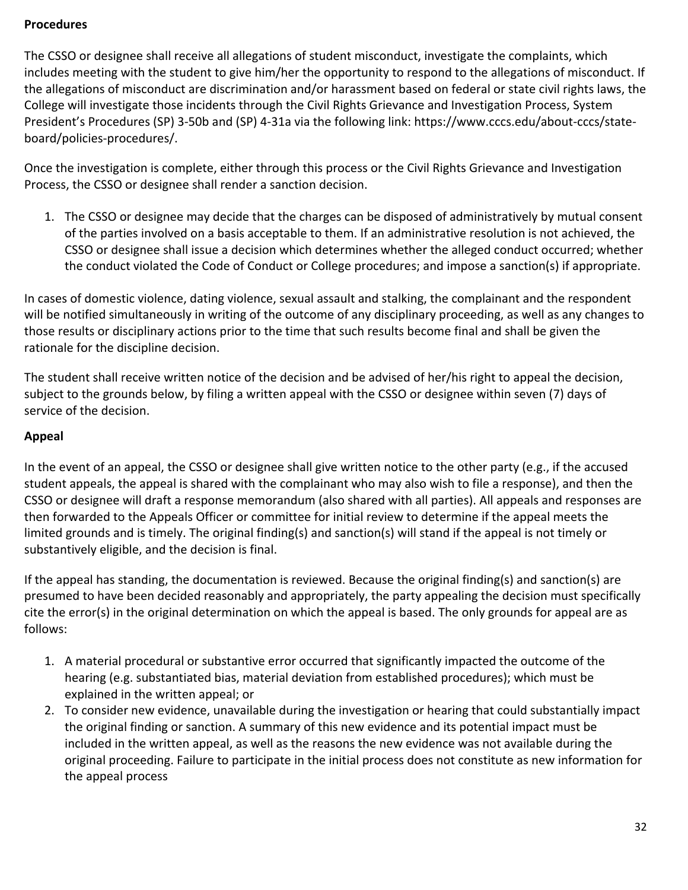**Procedures**

The CSSO or designee shall receive all allegations of student misconduct, investigate the complaints, which includes meeting with the student to give him/her the opportunity to respond to the allegations of misconduct. If the allegations of misconduct are discrimination and/or harassment based on federal or state civil rights laws, the College will investigate those incidents through the Civil Rights Grievance and Investigation Process, System President's Procedures (SP) 3-50b and (SP) 4-31a via the following link: https://www.cccs.edu/about-cccs/state-board/policies-procedures/.

Once the investigation is complete, either through this process or the Civil Rights Grievance and Investigation Process, the CSSO or designee shall render a sanction decision.

1. The CSSO or designee may decide that the charges can be disposed of administratively by mutual consent of the parties involved on a basis acceptable to them. If an administrative resolution is not achieved, the CSSO or designee shall issue a decision which determines whether the alleged conduct occurred; whether the conduct violated the Code of Conduct or College procedures; and impose a sanction(s) if appropriate.

In cases of domestic violence, dating violence, sexual assault and stalking, the complainant and the respondent will be notified simultaneously in writing of the outcome of any disciplinary proceeding, as well as any changes to those results or disciplinary actions prior to the time that such results become final and shall be given the rationale for the discipline decision.

The student shall receive written notice of the decision and be advised of her/his right to appeal the decision, subject to the grounds below, by filing a written appeal with the CSSO or designee within seven (7) days of service of the decision.

**Appeal**

In the event of an appeal, the CSSO or designee shall give written notice to the other party (e.g., if the accused student appeals, the appeal is shared with the complainant who may also wish to file a response), and then the CSSO or designee will draft a response memorandum (also shared with all parties). All appeals and responses are then forwarded to the Appeals Officer or committee for initial review to determine if the appeal meets the limited grounds and is timely. The original finding(s) and sanction(s) will stand if the appeal is not timely or substantively eligible, and the decision is final.

If the appeal has standing, the documentation is reviewed. Because the original finding(s) and sanction(s) are presumed to have been decided reasonably and appropriately, the party appealing the decision must specifically cite the error(s) in the original determination on which the appeal is based. The only grounds for appeal are as follows:

1. A material procedural or substantive error occurred that significantly impacted the outcome of the hearing (e.g. substantiated bias, material deviation from established procedures); which must be explained in the written appeal; or
2. To consider new evidence, unavailable during the investigation or hearing that could substantially impact the original finding or sanction. A summary of this new evidence and its potential impact must be included in the written appeal, as well as the reasons the new evidence was not available during the original proceeding. Failure to participate in the initial process does not constitute as new information for the appeal process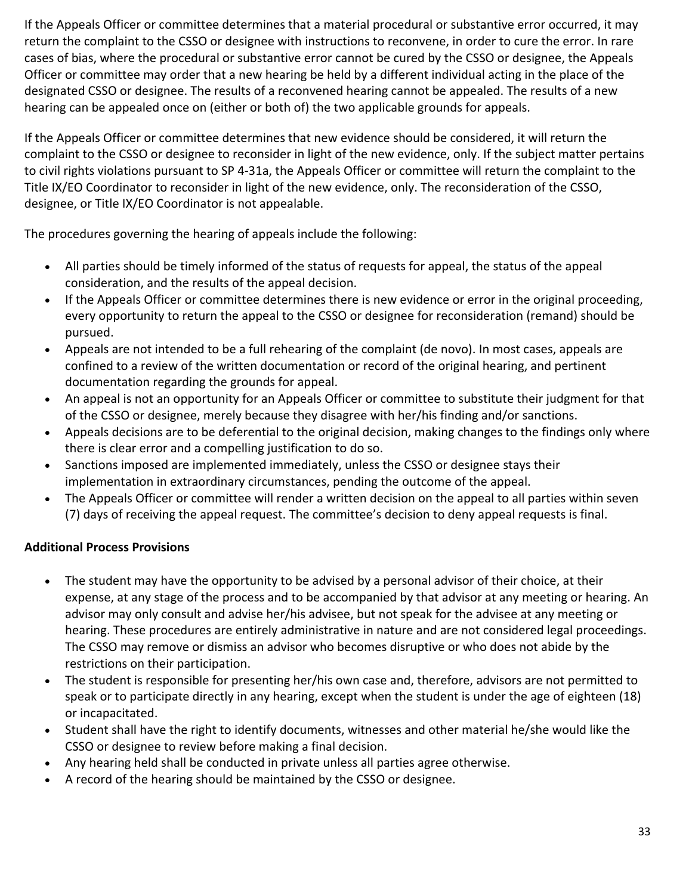If the Appeals Officer or committee determines that a material procedural or substantive error occurred, it may return the complaint to the CSSO or designee with instructions to reconvene, in order to cure the error. In rare cases of bias, where the procedural or substantive error cannot be cured by the CSSO or designee, the Appeals Officer or committee may order that a new hearing be held by a different individual acting in the place of the designated CSSO or designee. The results of a reconvened hearing cannot be appealed. The results of a new hearing can be appealed once on (either or both of) the two applicable grounds for appeals.

If the Appeals Officer or committee determines that new evidence should be considered, it will return the complaint to the CSSO or designee to reconsider in light of the new evidence, only. If the subject matter pertains to civil rights violations pursuant to SP 4-31a, the Appeals Officer or committee will return the complaint to the Title IX/EO Coordinator to reconsider in light of the new evidence, only. The reconsideration of the CSSO, designee, or Title IX/EO Coordinator is not appealable.

The procedures governing the hearing of appeals include the following:

- All parties should be timely informed of the status of requests for appeal, the status of the appeal consideration, and the results of the appeal decision.
- If the Appeals Officer or committee determines there is new evidence or error in the original proceeding, every opportunity to return the appeal to the CSSO or designee for reconsideration (remand) should be pursued.
- Appeals are not intended to be a full rehearing of the complaint (de novo). In most cases, appeals are confined to a review of the written documentation or record of the original hearing, and pertinent documentation regarding the grounds for appeal.
- An appeal is not an opportunity for an Appeals Officer or committee to substitute their judgment for that of the CSSO or designee, merely because they disagree with her/his finding and/or sanctions.
- Appeals decisions are to be deferential to the original decision, making changes to the findings only where there is clear error and a compelling justification to do so.
- Sanctions imposed are implemented immediately, unless the CSSO or designee stays their implementation in extraordinary circumstances, pending the outcome of the appeal.
- The Appeals Officer or committee will render a written decision on the appeal to all parties within seven (7) days of receiving the appeal request. The committee's decision to deny appeal requests is final.

**Additional Process Provisions**

- The student may have the opportunity to be advised by a personal advisor of their choice, at their expense, at any stage of the process and to be accompanied by that advisor at any meeting or hearing. An advisor may only consult and advise her/his advisee, but not speak for the advisee at any meeting or hearing. These procedures are entirely administrative in nature and are not considered legal proceedings. The CSSO may remove or dismiss an advisor who becomes disruptive or who does not abide by the restrictions on their participation.
- The student is responsible for presenting her/his own case and, therefore, advisors are not permitted to speak or to participate directly in any hearing, except when the student is under the age of eighteen (18) or incapacitated.
- Student shall have the right to identify documents, witnesses and other material he/she would like the CSSO or designee to review before making a final decision.
- Any hearing held shall be conducted in private unless all parties agree otherwise.
- A record of the hearing should be maintained by the CSSO or designee.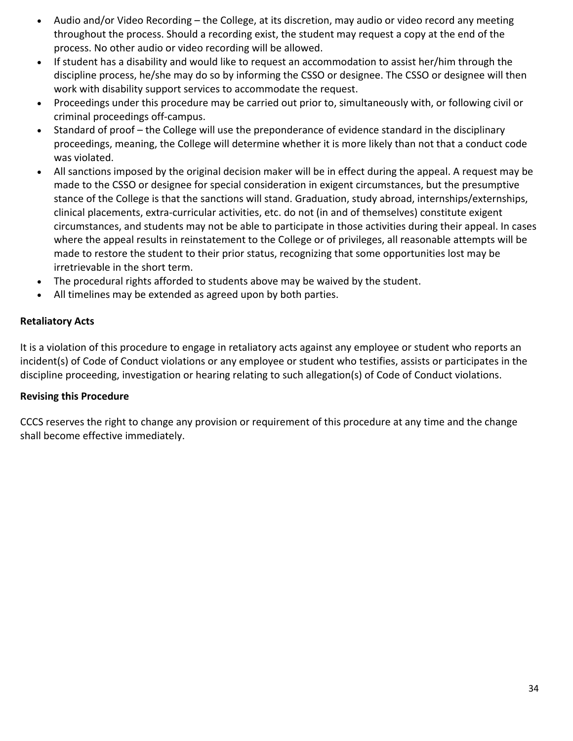- Audio and/or Video Recording – the College, at its discretion, may audio or video record any meeting throughout the process. Should a recording exist, the student may request a copy at the end of the process. No other audio or video recording will be allowed.
- If student has a disability and would like to request an accommodation to assist her/him through the discipline process, he/she may do so by informing the CSSO or designee. The CSSO or designee will then work with disability support services to accommodate the request.
- Proceedings under this procedure may be carried out prior to, simultaneously with, or following civil or criminal proceedings off-campus.
- Standard of proof – the College will use the preponderance of evidence standard in the disciplinary proceedings, meaning, the College will determine whether it is more likely than not that a conduct code was violated.
- All sanctions imposed by the original decision maker will be in effect during the appeal. A request may be made to the CSSO or designee for special consideration in exigent circumstances, but the presumptive stance of the College is that the sanctions will stand. Graduation, study abroad, internships/externships, clinical placements, extra-curricular activities, etc. do not (in and of themselves) constitute exigent circumstances, and students may not be able to participate in those activities during their appeal. In cases where the appeal results in reinstatement to the College or of privileges, all reasonable attempts will be made to restore the student to their prior status, recognizing that some opportunities lost may be irretrievable in the short term.
- The procedural rights afforded to students above may be waived by the student.
- All timelines may be extended as agreed upon by both parties.

**Retaliatory Acts**

It is a violation of this procedure to engage in retaliatory acts against any employee or student who reports an incident(s) of Code of Conduct violations or any employee or student who testifies, assists or participates in the discipline proceeding, investigation or hearing relating to such allegation(s) of Code of Conduct violations.

**Revising this Procedure**

CCCS reserves the right to change any provision or requirement of this procedure at any time and the change shall become effective immediately.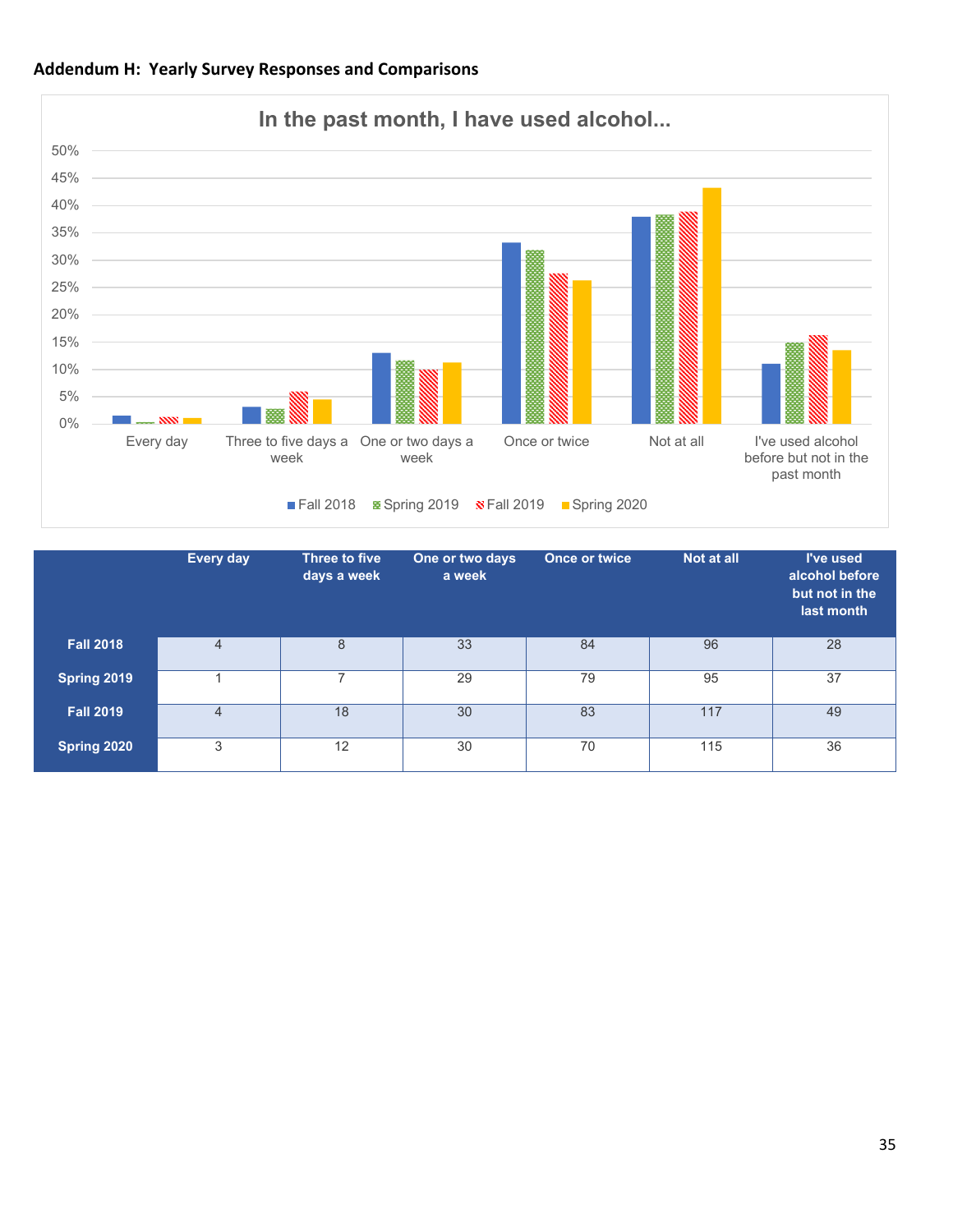**Addendum H: Yearly Survey Responses and Comparisons**

**In the past month, I have used alcohol...**

|  | Every day | Three to five days a week | One or two days a week | Once or twice | Not at all | I've used alcohol before but not in the last month |
|---|---|---|---|---|---|---|
| **Fall 2018** | 4 | 8 | 33 | 84 | 96 | 28 |
| **Spring 2019** | 1 | 7 | 29 | 79 | 95 | 37 |
| **Fall 2019** | 4 | 18 | 30 | 83 | 117 | 49 |
| **Spring 2020** | 3 | 12 | 30 | 70 | 115 | 36 |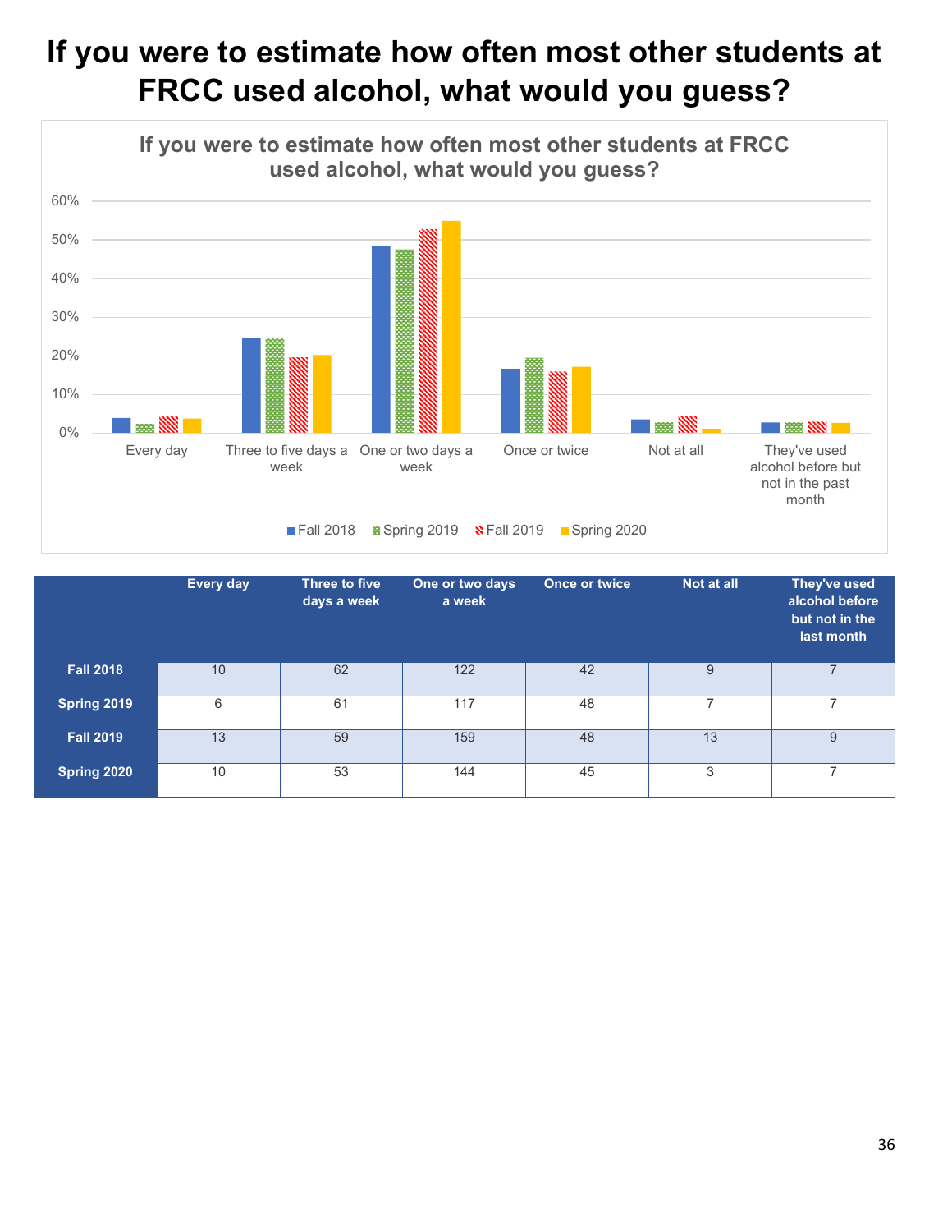# If you were to estimate how often most other students at FRCC used alcohol, what would you guess?

|  | Every day | Three to five days a week | One or two days a week | Once or twice | Not at all | They've used alcohol before but not in the last month |
|---|---|---|---|---|---|---|
| Fall 2018 | 10 | 62 | 122 | 42 | 9 | 7 |
| Spring 2019 | 6 | 61 | 117 | 48 | 7 | 7 |
| Fall 2019 | 13 | 59 | 159 | 48 | 13 | 9 |
| Spring 2020 | 10 | 53 | 144 | 45 | 3 | 7 |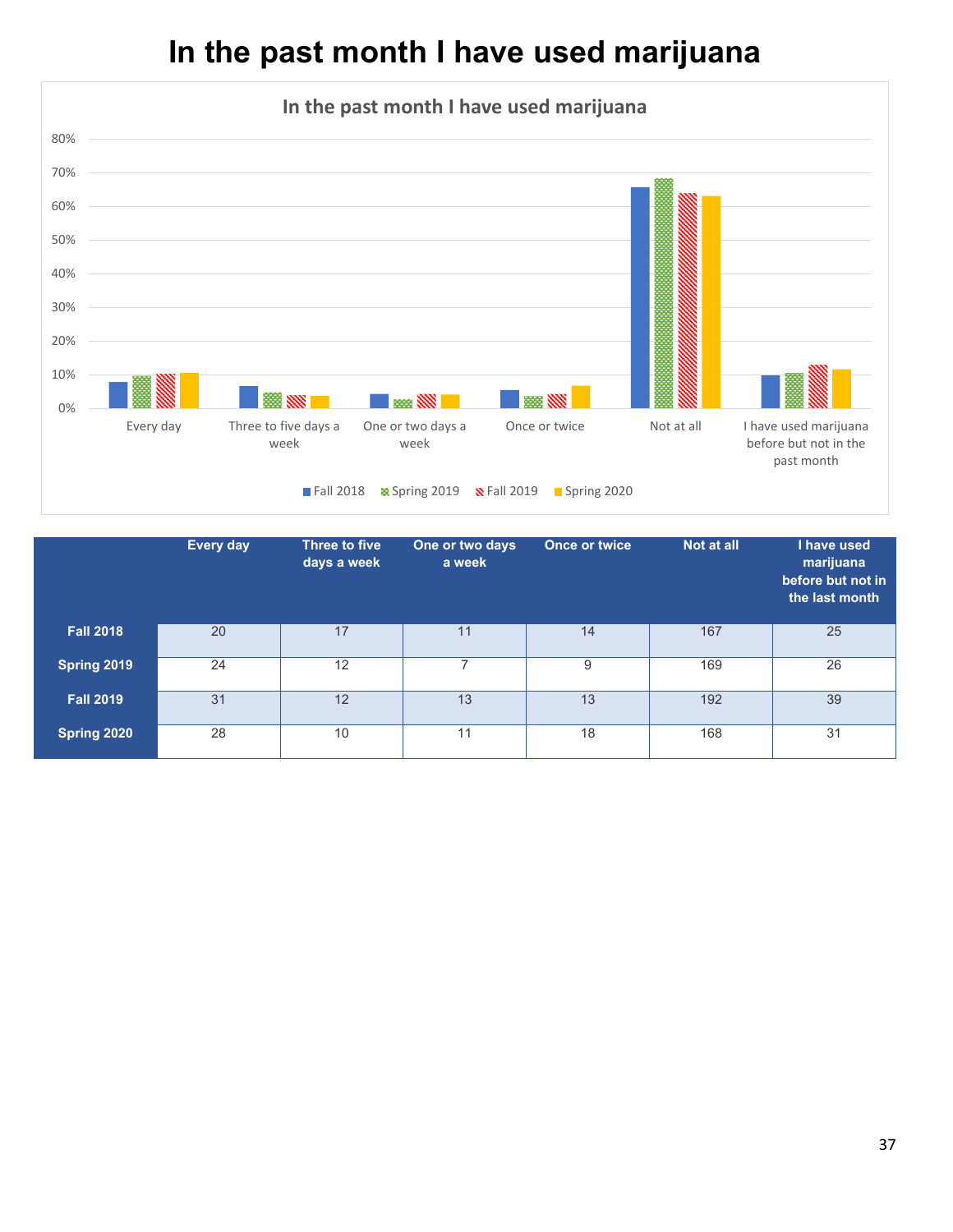# In the past month I have used marijuana

|  | Every day | Three to five days a week | One or two days a week | Once or twice | Not at all | I have used marijuana before but not in the last month |
|---|---|---|---|---|---|---|
| **Fall 2018** | 20 | 17 | 11 | 14 | 167 | 25 |
| **Spring 2019** | 24 | 12 | 7 | 9 | 169 | 26 |
| **Fall 2019** | 31 | 12 | 13 | 13 | 192 | 39 |
| **Spring 2020** | 28 | 10 | 11 | 18 | 168 | 31 |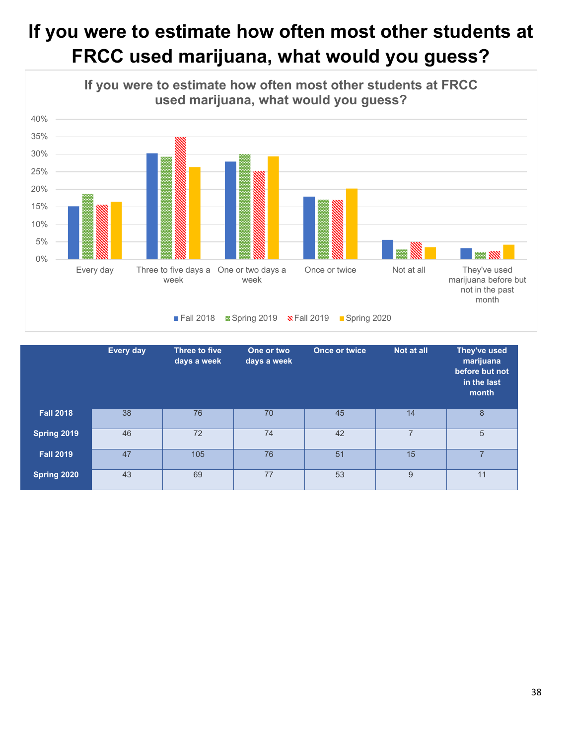# If you were to estimate how often most other students at FRCC used marijuana, what would you guess?

If you were to estimate how often most other students at FRCC used marijuana, what would you guess?

|  | Every day | Three to five days a week | One or two days a week | Once or twice | Not at all | They've used marijuana before but not in the last month |
|---|---|---|---|---|---|---|
| Fall 2018 | 38 | 76 | 70 | 45 | 14 | 8 |
| Spring 2019 | 46 | 72 | 74 | 42 | 7 | 5 |
| Fall 2019 | 47 | 105 | 76 | 51 | 15 | 7 |
| Spring 2020 | 43 | 69 | 77 | 53 | 9 | 11 |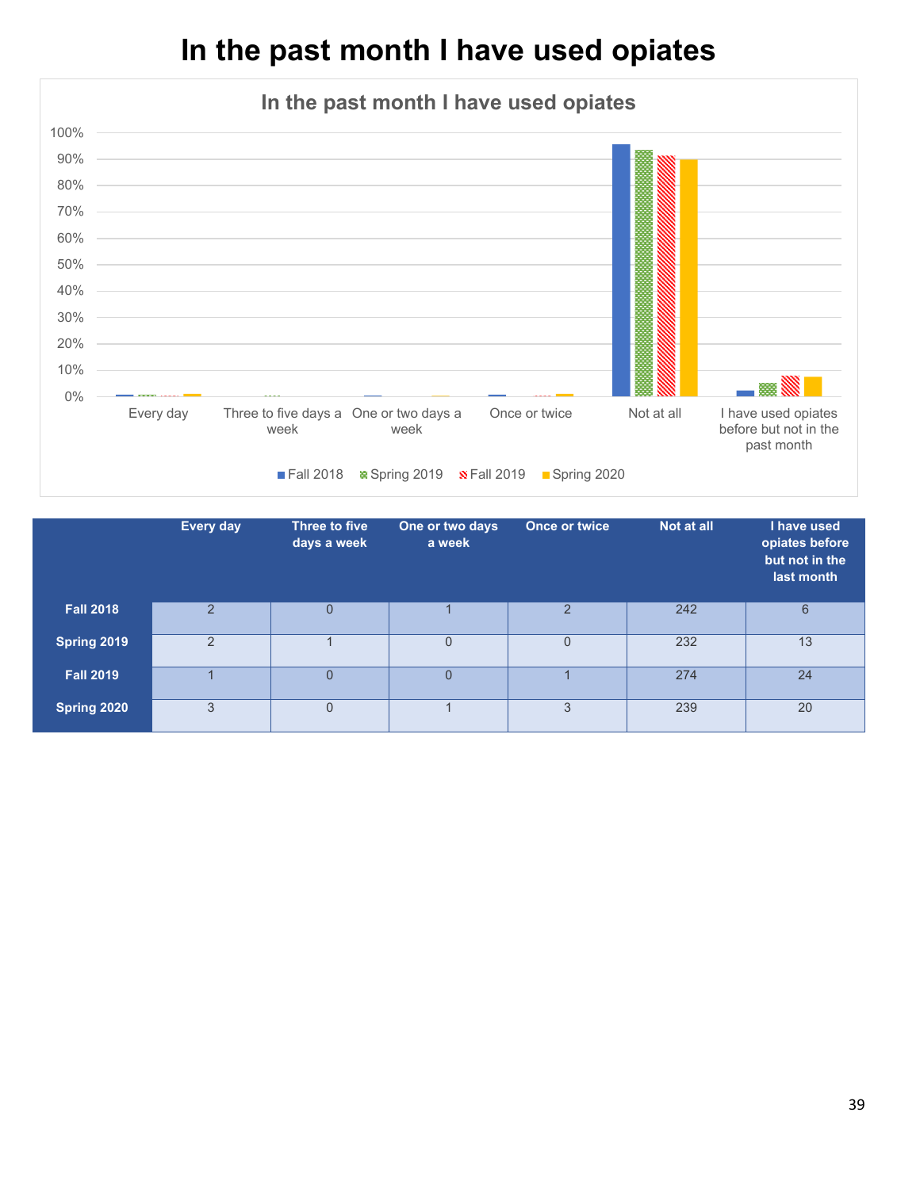# In the past month I have used opiates

|  | Every day | Three to five days a week | One or two days a week | Once or twice | Not at all | I have used opiates before but not in the last month |
|---|---|---|---|---|---|---|
| **Fall 2018** | 2 | 0 | 1 | 2 | 242 | 6 |
| **Spring 2019** | 2 | 1 | 0 | 0 | 232 | 13 |
| **Fall 2019** | 1 | 0 | 0 | 1 | 274 | 24 |
| **Spring 2020** | 3 | 0 | 1 | 3 | 239 | 20 |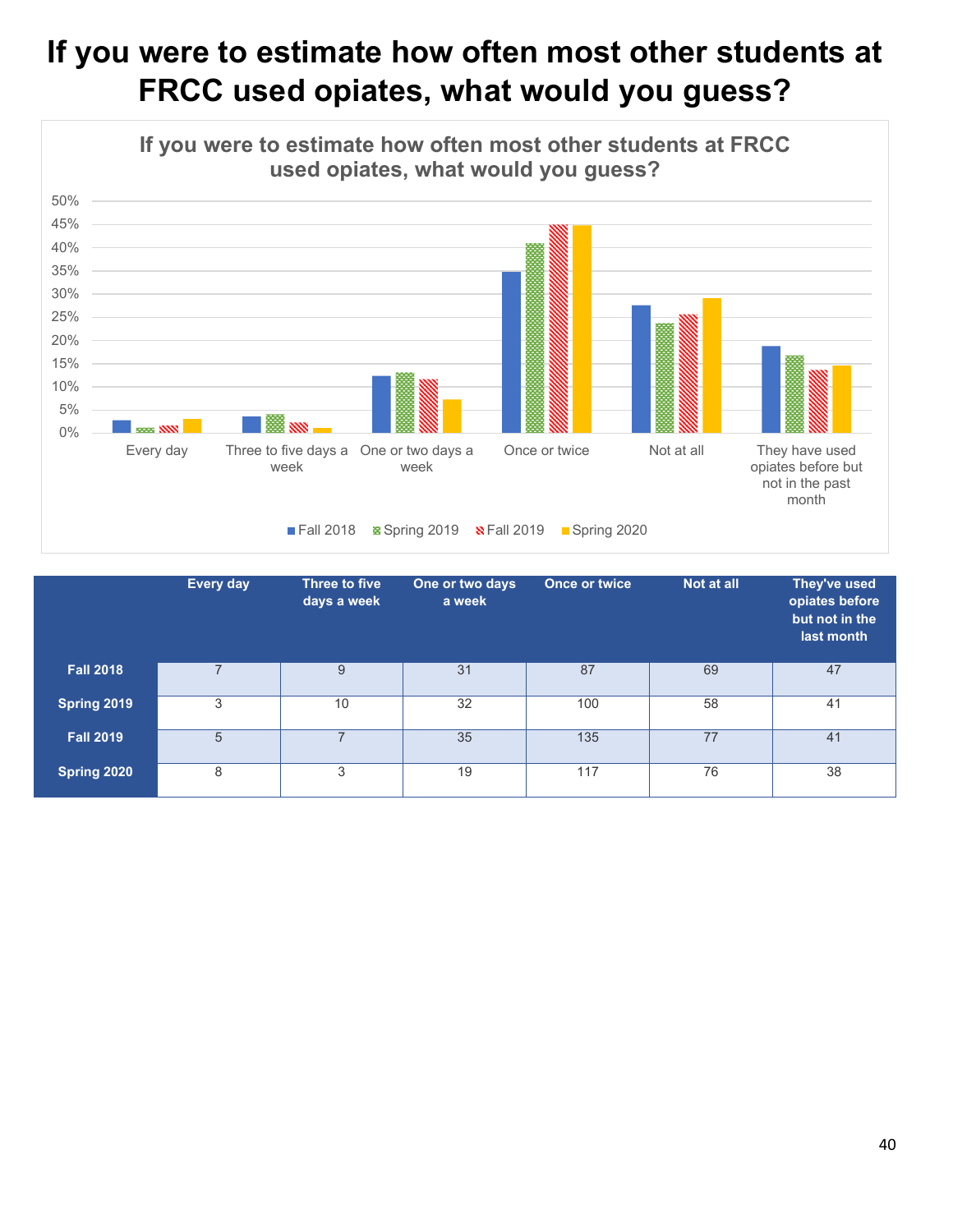# If you were to estimate how often most other students at FRCC used opiates, what would you guess?

| | Every day | Three to five days a week | One or two days a week | Once or twice | Not at all | They've used opiates before but not in the last month |
|---|---|---|---|---|---|---|
| **Fall 2018** | 7 | 9 | 31 | 87 | 69 | 47 |
| **Spring 2019** | 3 | 10 | 32 | 100 | 58 | 41 |
| **Fall 2019** | 5 | 7 | 35 | 135 | 77 | 41 |
| **Spring 2020** | 8 | 3 | 19 | 117 | 76 | 38 |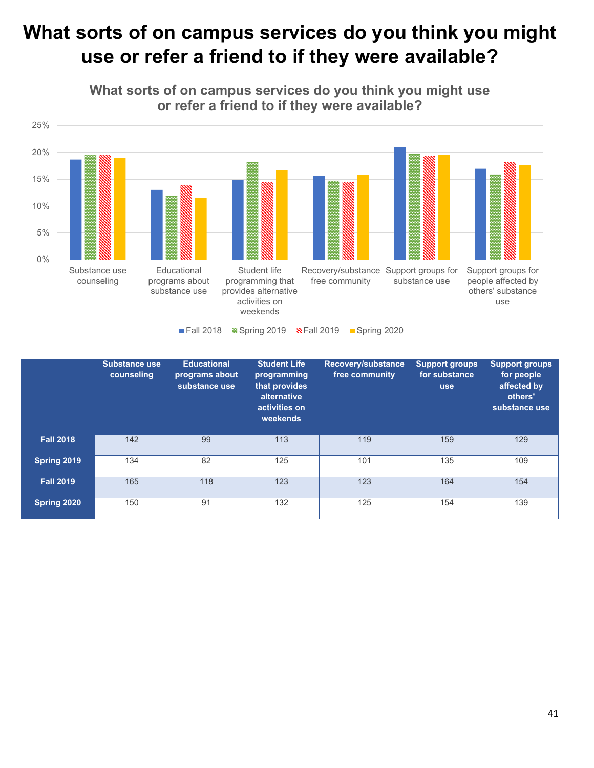# What sorts of on campus services do you think you might use or refer a friend to if they were available?

What sorts of on campus services do you think you might use or refer a friend to if they were available?

25%
20%
15%
10%
5%
0%

Substance use counseling | Educational programs about substance use | Student life programming that provides alternative activities on weekends | Recovery/substance free community | Support groups for substance use | Support groups for people affected by others' substance use

Fall 2018 | Spring 2019 | Fall 2019 | Spring 2020

| | Substance use counseling | Educational programs about substance use | Student Life programming that provides alternative activities on weekends | Recovery/substance free community | Support groups for substance use | Support groups for people affected by others' substance use |
|---|---|---|---|---|---|---|
| **Fall 2018** | 142 | 99 | 113 | 119 | 159 | 129 |
| **Spring 2019** | 134 | 82 | 125 | 101 | 135 | 109 |
| **Fall 2019** | 165 | 118 | 123 | 123 | 164 | 154 |
| **Spring 2020** | 150 | 91 | 132 | 125 | 154 | 139 |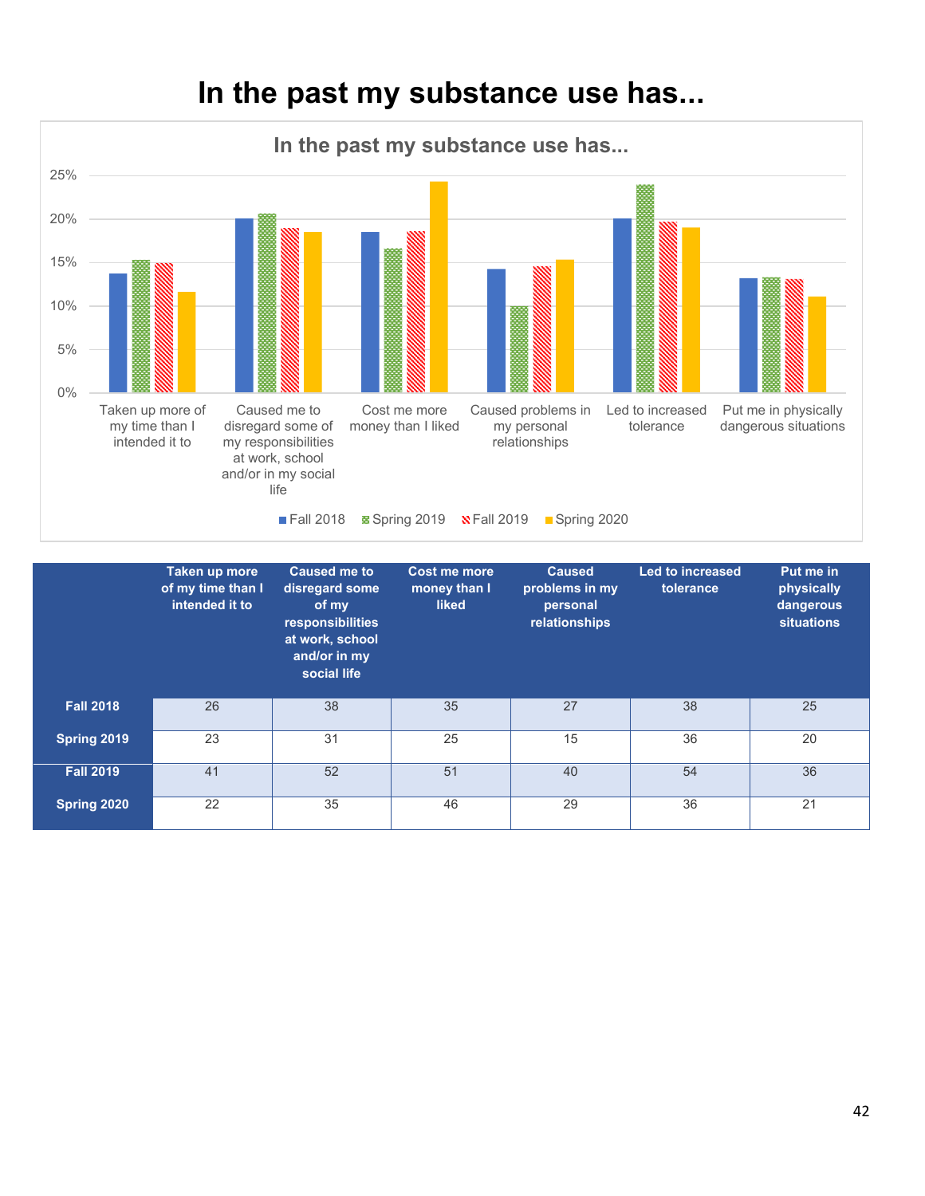# In the past my substance use has...

In the past my substance use has...

25%
20%
15%
10%
5%
0%

Taken up more of my time than I intended it to
Caused me to disregard some of my responsibilities at work, school and/or in my social life
Cost me more money than I liked
Caused problems in my personal relationships
Led to increased tolerance
Put me in physically dangerous situations

Fall 2018 Spring 2019 Fall 2019 Spring 2020

| | Taken up more of my time than I intended it to | Caused me to disregard some of my responsibilities at work, school and/or in my social life | Cost me more money than I liked | Caused problems in my personal relationships | Led to increased tolerance | Put me in physically dangerous situations |
|---|---|---|---|---|---|---|
| **Fall 2018** | 26 | 38 | 35 | 27 | 38 | 25 |
| **Spring 2019** | 23 | 31 | 25 | 15 | 36 | 20 |
| **Fall 2019** | 41 | 52 | 51 | 40 | 54 | 36 |
| **Spring 2020** | 22 | 35 | 46 | 29 | 36 | 21 |